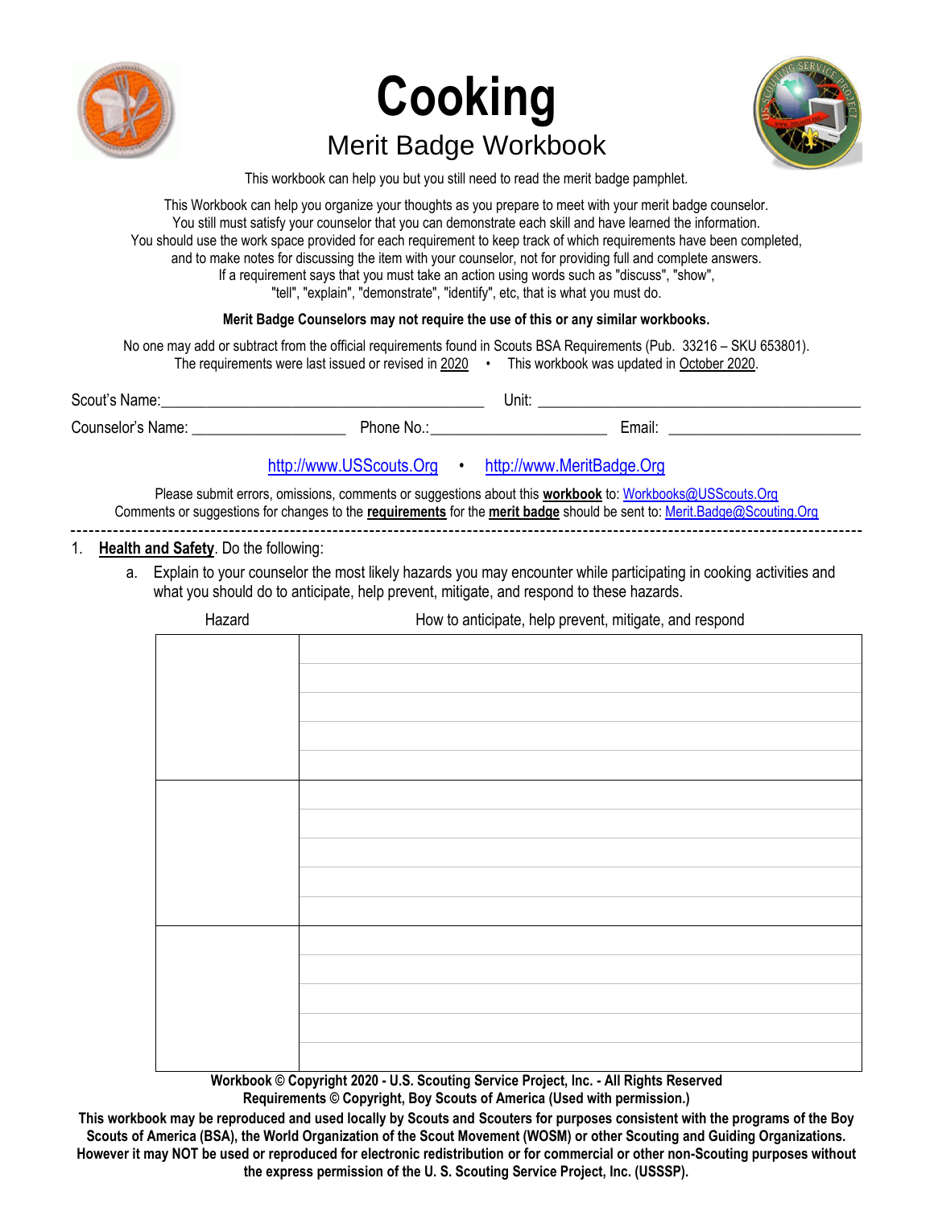# Cooking

## Merit Badge Workbook

This workbook can help you but you still need to read the merit badge pamphlet.

This Workbook can help you organize your thoughts as you prepare to meet with your merit badge counselor.
You still must satisfy your counselor that you can demonstrate each skill and have learned the information.
You should use the work space provided for each requirement to keep track of which requirements have been completed, and to make notes for discussing the item with your counselor, not for providing full and complete answers.
If a requirement says that you must take an action using words such as "discuss", "show", "tell", "explain", "demonstrate", "identify", etc, that is what you must do.

**Merit Badge Counselors may not require the use of this or any similar workbooks.**

No one may add or subtract from the official requirements found in Scouts BSA Requirements (Pub. 33216 – SKU 653801).
The requirements were last issued or revised in 2020 • This workbook was updated in October 2020.

Scout's Name:\_\_\_\_\_\_\_\_\_\_\_\_\_\_\_\_\_\_\_\_ Unit: \_\_\_\_\_\_\_\_\_\_\_\_\_\_\_\_\_\_\_\_

Counselor's Name: \_\_\_\_\_\_\_\_\_\_\_\_\_\_\_\_ Phone No.:\_\_\_\_\_\_\_\_\_\_\_\_\_\_\_\_ Email: \_\_\_\_\_\_\_\_\_\_\_\_\_\_\_\_

http://www.USScouts.Org • http://www.MeritBadge.Org

Please submit errors, omissions, comments or suggestions about this **workbook** to: Workbooks@USScouts.Org
Comments or suggestions for changes to the **requirements** for the **merit badge** should be sent to: Merit.Badge@Scouting.Org

---

1. **Health and Safety**. Do the following:
   a. Explain to your counselor the most likely hazards you may encounter while participating in cooking activities and what you should do to anticipate, help prevent, mitigate, and respond to these hazards.

| Hazard | How to anticipate, help prevent, mitigate, and respond |
|---|---|
| | |
| | |
| | |

**Workbook © Copyright 2020 - U.S. Scouting Service Project, Inc. - All Rights Reserved**
**Requirements © Copyright, Boy Scouts of America (Used with permission.)**

**This workbook may be reproduced and used locally by Scouts and Scouters for purposes consistent with the programs of the Boy Scouts of America (BSA), the World Organization of the Scout Movement (WOSM) or other Scouting and Guiding Organizations. However it may NOT be used or reproduced for electronic redistribution or for commercial or other non-Scouting purposes without the express permission of the U. S. Scouting Service Project, Inc. (USSSP).**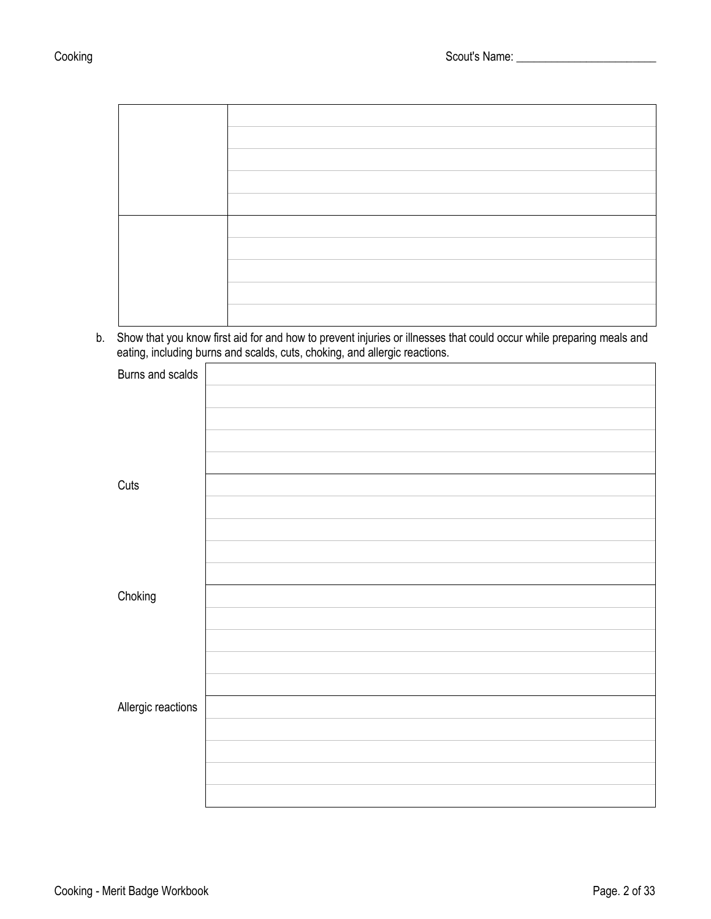| | |
|---|---|
| | |
| | |

b. Show that you know first aid for and how to prevent injuries or illnesses that could occur while preparing meals and eating, including burns and scalds, cuts, choking, and allergic reactions.

| | |
|---|---|
| Burns and scalds | |
| Cuts | |
| Choking | |
| Allergic reactions | |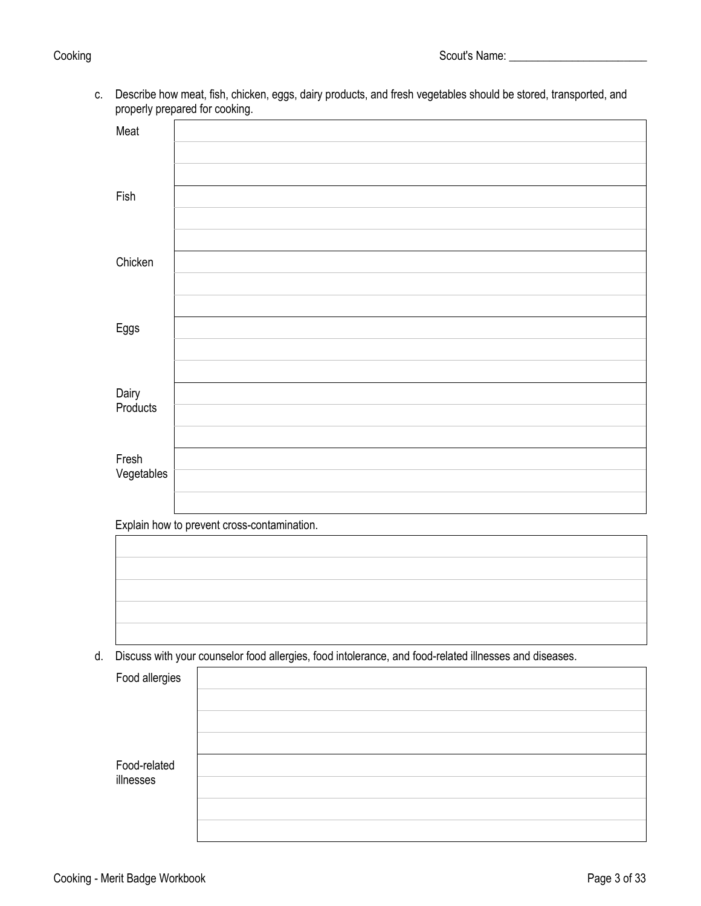Scout's Name: ________________________

c. Describe how meat, fish, chicken, eggs, dairy products, and fresh vegetables should be stored, transported, and properly prepared for cooking.

| | |
|---|---|
| Meat | |
| | |
| | |
| Fish | |
| | |
| | |
| Chicken | |
| | |
| | |
| Eggs | |
| | |
| | |
| Dairy Products | |
| | |
| | |
| Fresh Vegetables | |
| | |
| | |

Explain how to prevent cross-contamination.

| |
|---|
| |
| |
| |
| |
| |

d. Discuss with your counselor food allergies, food intolerance, and food-related illnesses and diseases.

| | |
|---|---|
| Food allergies | |
| | |
| | |
| | |
| Food-related illnesses | |
| | |
| | |
| | |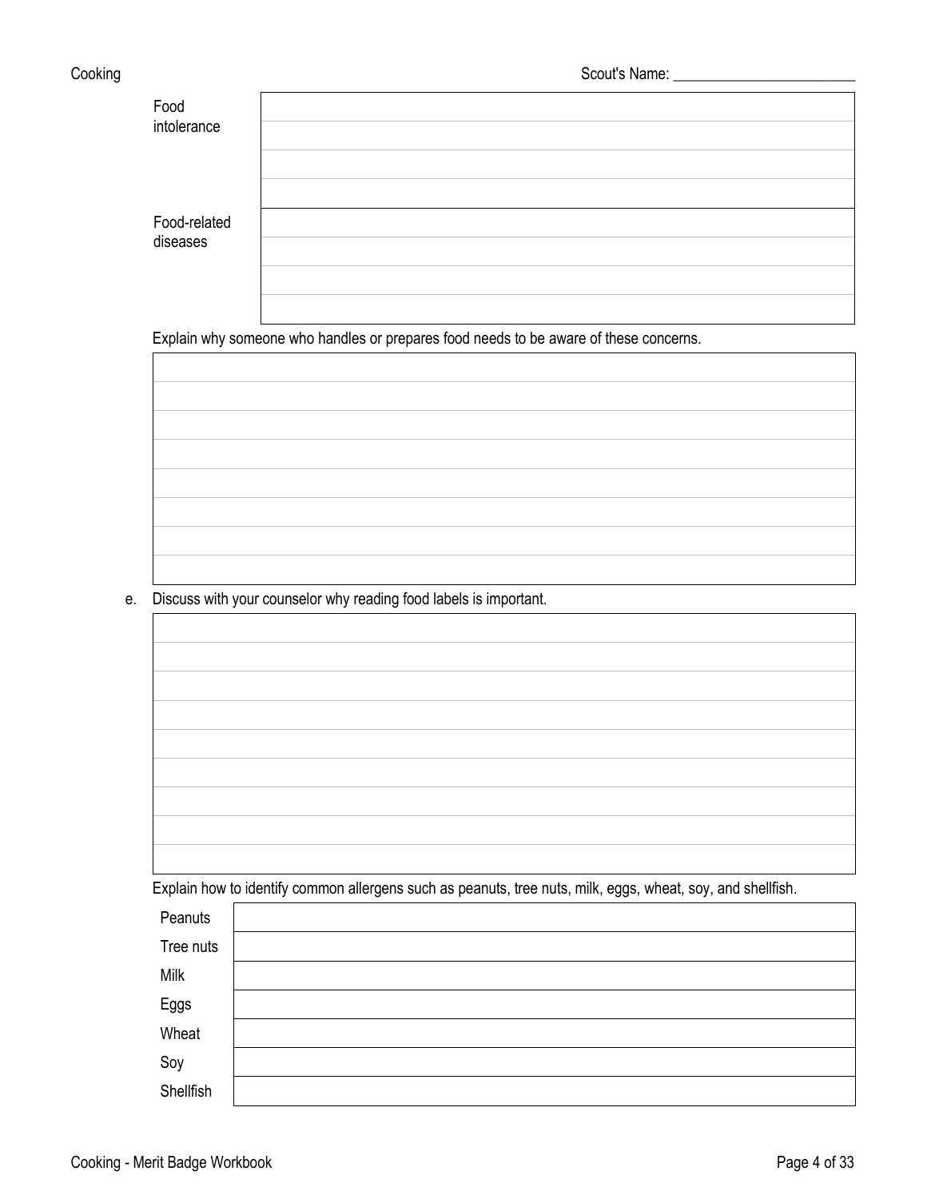| | |
|---|---|
| Food intolerance | |
| Food-related diseases | |

Explain why someone who handles or prepares food needs to be aware of these concerns.

e. Discuss with your counselor why reading food labels is important.

Explain how to identify common allergens such as peanuts, tree nuts, milk, eggs, wheat, soy, and shellfish.

| | |
|---|---|
| Peanuts | |
| Tree nuts | |
| Milk | |
| Eggs | |
| Wheat | |
| Soy | |
| Shellfish | |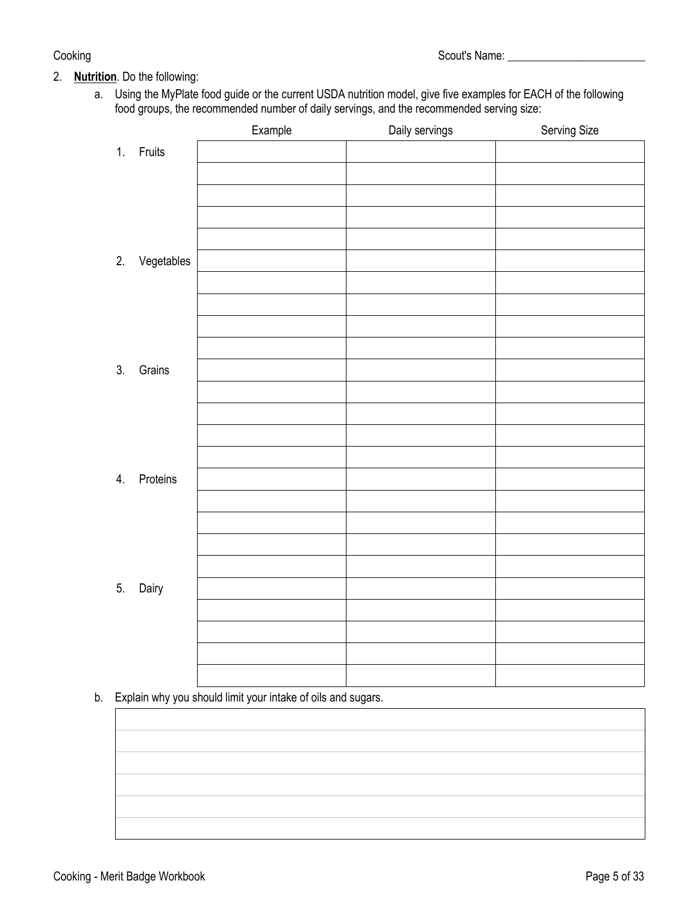2. **Nutrition**. Do the following:

   a. Using the MyPlate food guide or the current USDA nutrition model, give five examples for EACH of the following food groups, the recommended number of daily servings, and the recommended serving size:

| | Example | Daily servings | Serving Size |
|---|---|---|---|
| 1. Fruits | | | |
| | | | |
| | | | |
| | | | |
| | | | |
| 2. Vegetables | | | |
| | | | |
| | | | |
| | | | |
| | | | |
| 3. Grains | | | |
| | | | |
| | | | |
| | | | |
| | | | |
| 4. Proteins | | | |
| | | | |
| | | | |
| | | | |
| | | | |
| 5. Dairy | | | |
| | | | |
| | | | |
| | | | |
| | | | |

   b. Explain why you should limit your intake of oils and sugars.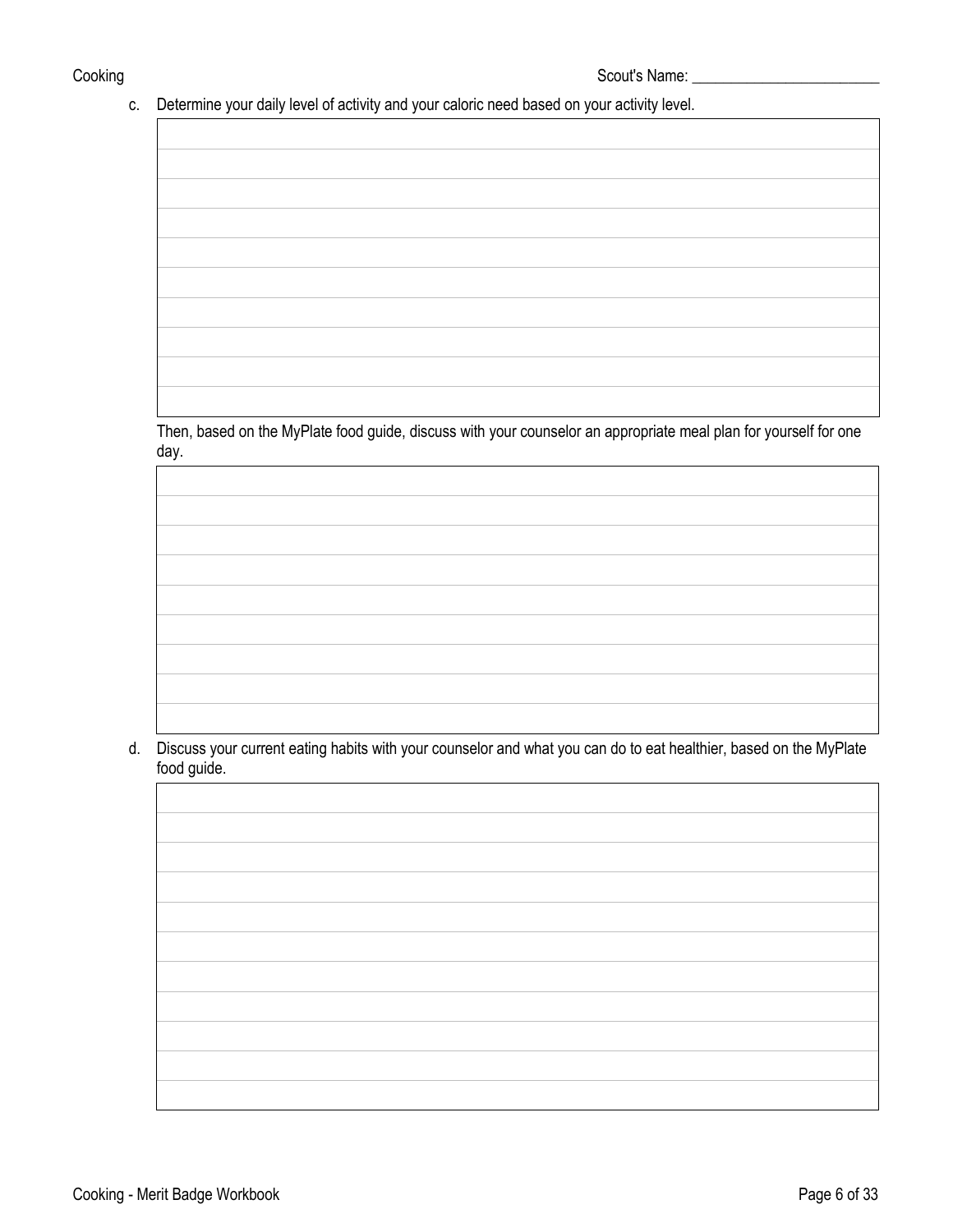c. Determine your daily level of activity and your caloric need based on your activity level.

Then, based on the MyPlate food guide, discuss with your counselor an appropriate meal plan for yourself for one day.

d. Discuss your current eating habits with your counselor and what you can do to eat healthier, based on the MyPlate food guide.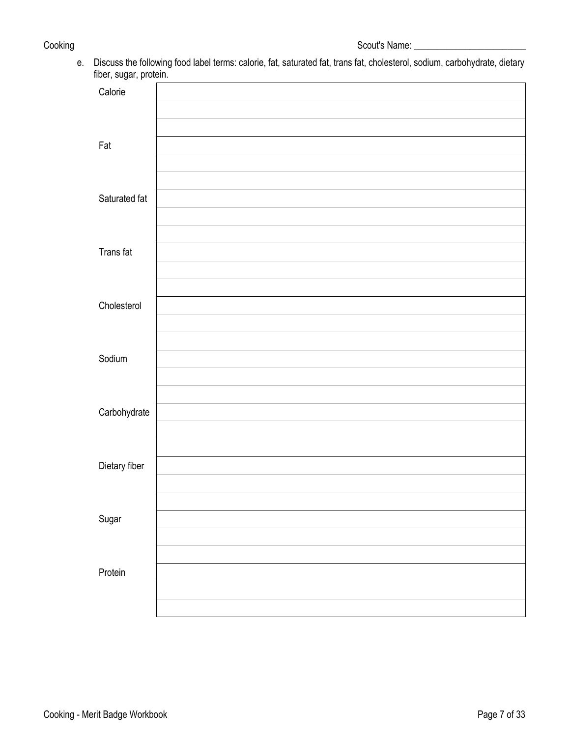e. Discuss the following food label terms: calorie, fat, saturated fat, trans fat, cholesterol, sodium, carbohydrate, dietary fiber, sugar, protein.

| | |
|---|---|
| Calorie | |
| Fat | |
| Saturated fat | |
| Trans fat | |
| Cholesterol | |
| Sodium | |
| Carbohydrate | |
| Dietary fiber | |
| Sugar | |
| Protein | |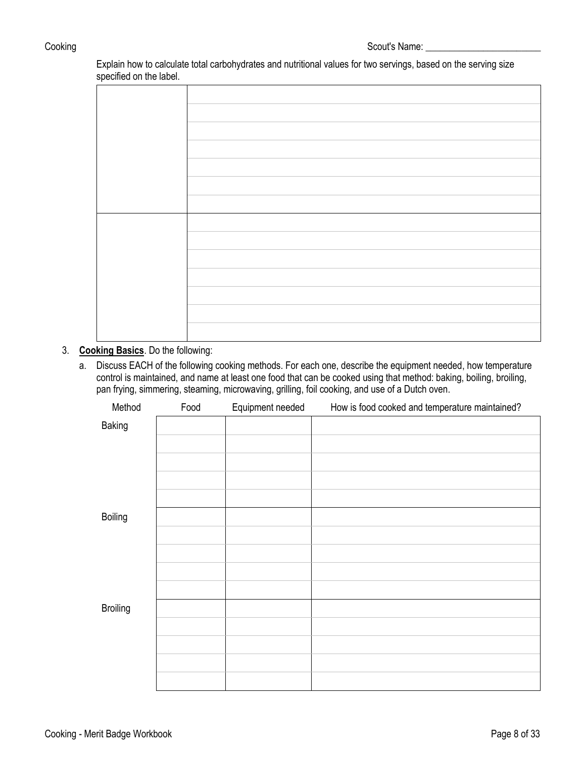Explain how to calculate total carbohydrates and nutritional values for two servings, based on the serving size specified on the label.

| | |
|---|---|
| | |
| | |

3. **Cooking Basics**. Do the following:

   a. Discuss EACH of the following cooking methods. For each one, describe the equipment needed, how temperature control is maintained, and name at least one food that can be cooked using that method: baking, boiling, broiling, pan frying, simmering, steaming, microwaving, grilling, foil cooking, and use of a Dutch oven.

| Method | Food | Equipment needed | How is food cooked and temperature maintained? |
|---|---|---|---|
| Baking | | | |
| | | | |
| | | | |
| | | | |
| | | | |
| Boiling | | | |
| | | | |
| | | | |
| | | | |
| | | | |
| Broiling | | | |
| | | | |
| | | | |
| | | | |
| | | | |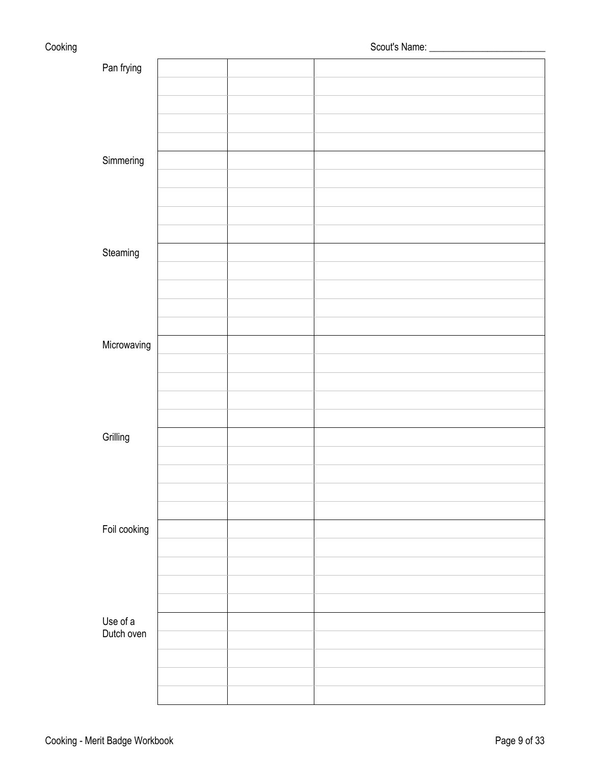| | | | |
|---|---|---|---|
| Pan frying | | | |
| | | | |
| | | | |
| | | | |
| | | | |
| Simmering | | | |
| | | | |
| | | | |
| | | | |
| | | | |
| Steaming | | | |
| | | | |
| | | | |
| | | | |
| | | | |
| Microwaving | | | |
| | | | |
| | | | |
| | | | |
| | | | |
| Grilling | | | |
| | | | |
| | | | |
| | | | |
| | | | |
| Foil cooking | | | |
| | | | |
| | | | |
| | | | |
| | | | |
| Use of a Dutch oven | | | |
| | | | |
| | | | |
| | | | |
| | | | |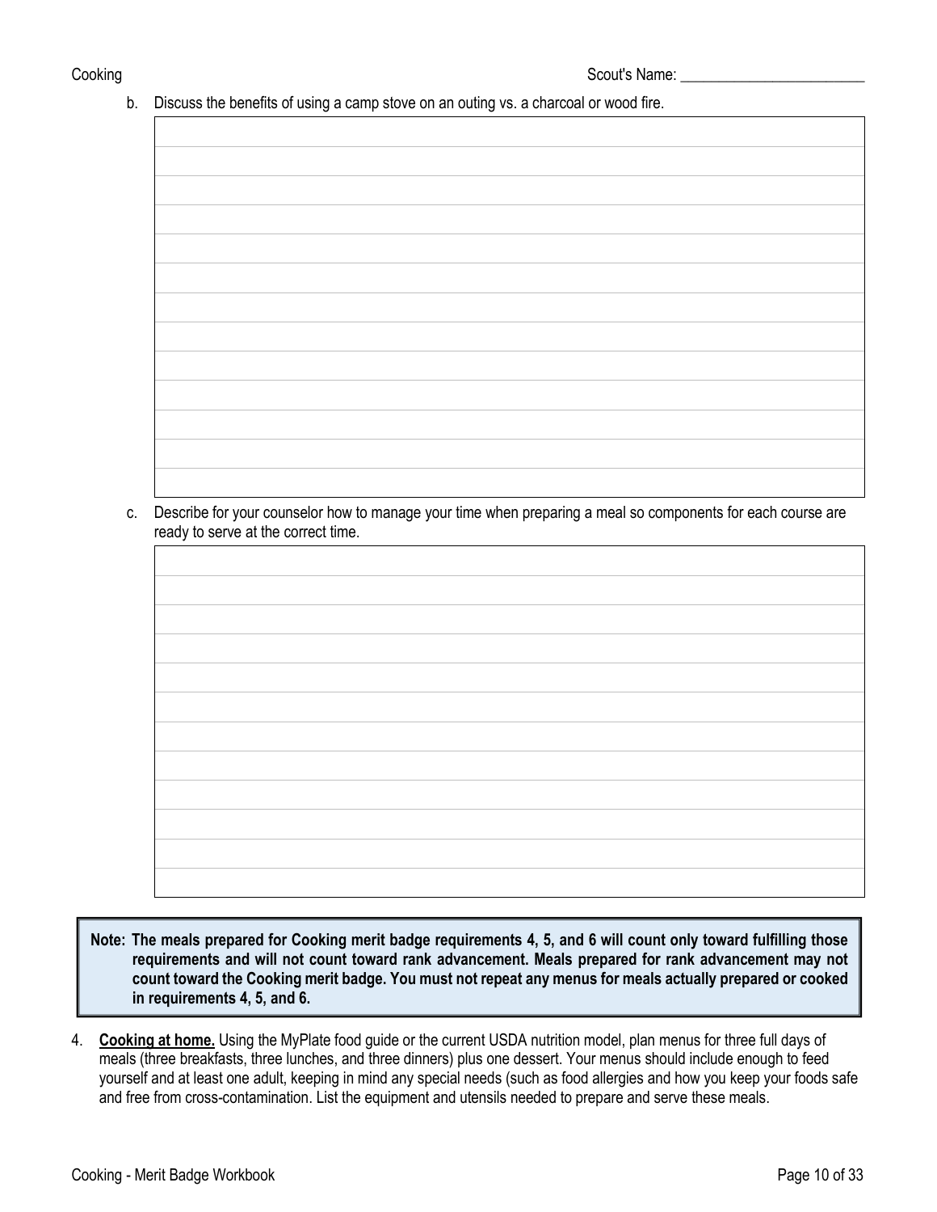Scout's Name: ________________________

b. Discuss the benefits of using a camp stove on an outing vs. a charcoal or wood fire.

c. Describe for your counselor how to manage your time when preparing a meal so components for each course are ready to serve at the correct time.

> **Note: The meals prepared for Cooking merit badge requirements 4, 5, and 6 will count only toward fulfilling those requirements and will not count toward rank advancement. Meals prepared for rank advancement may not count toward the Cooking merit badge. You must not repeat any menus for meals actually prepared or cooked in requirements 4, 5, and 6.**

4. **Cooking at home.** Using the MyPlate food guide or the current USDA nutrition model, plan menus for three full days of meals (three breakfasts, three lunches, and three dinners) plus one dessert. Your menus should include enough to feed yourself and at least one adult, keeping in mind any special needs (such as food allergies and how you keep your foods safe and free from cross-contamination. List the equipment and utensils needed to prepare and serve these meals.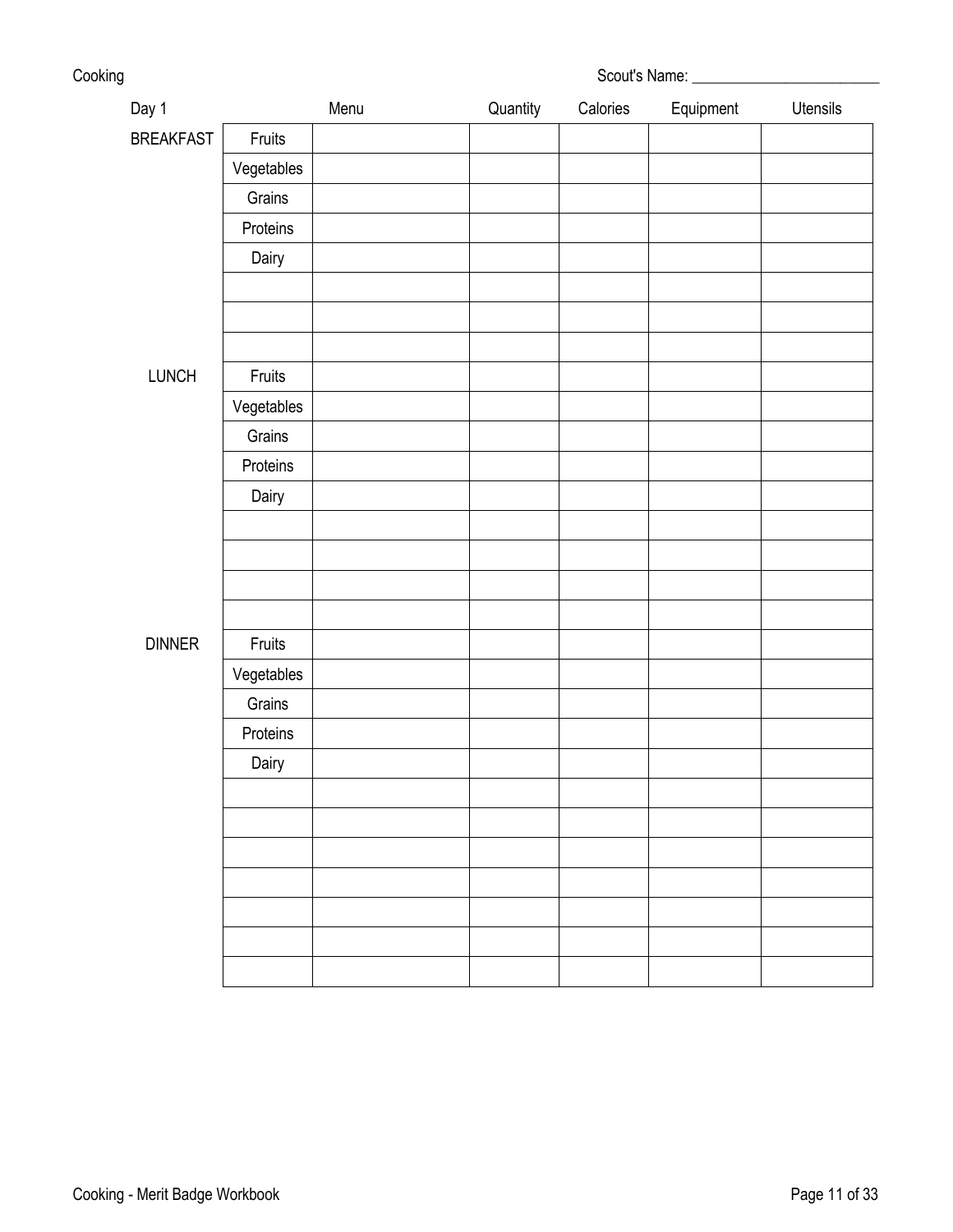Cooking

Scout's Name: ________________________

| Day 1 | | Menu | Quantity | Calories | Equipment | Utensils |
|---|---|---|---|---|---|---|
| BREAKFAST | Fruits | | | | | |
| | Vegetables | | | | | |
| | Grains | | | | | |
| | Proteins | | | | | |
| | Dairy | | | | | |
| | | | | | | |
| | | | | | | |
| | | | | | | |
| LUNCH | Fruits | | | | | |
| | Vegetables | | | | | |
| | Grains | | | | | |
| | Proteins | | | | | |
| | Dairy | | | | | |
| | | | | | | |
| | | | | | | |
| | | | | | | |
| | | | | | | |
| DINNER | Fruits | | | | | |
| | Vegetables | | | | | |
| | Grains | | | | | |
| | Proteins | | | | | |
| | Dairy | | | | | |
| | | | | | | |
| | | | | | | |
| | | | | | | |
| | | | | | | |
| | | | | | | |
| | | | | | | |
| | | | | | | |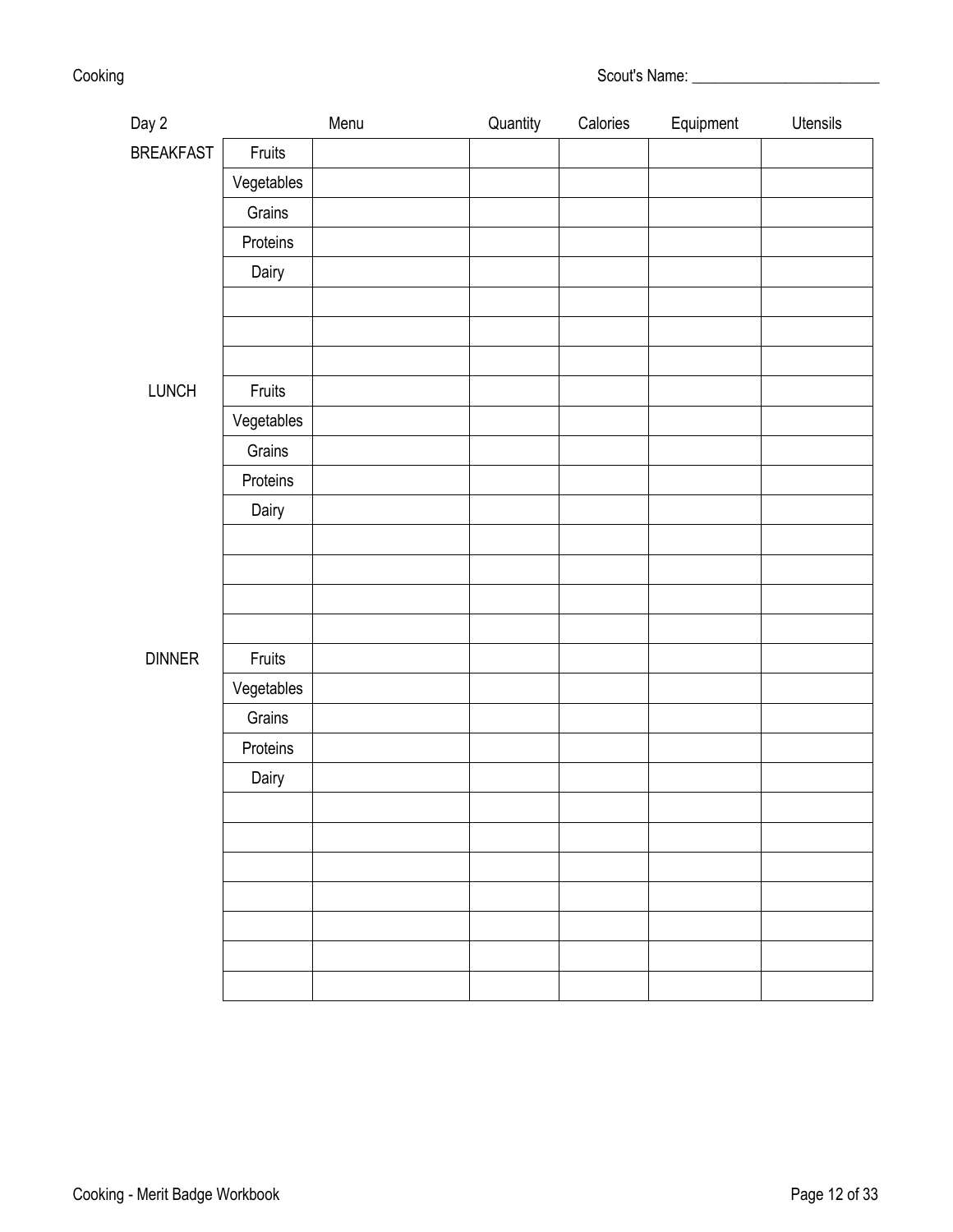Scout's Name: ________________________

| Day 2 | | Menu | Quantity | Calories | Equipment | Utensils |
|---|---|---|---|---|---|---|
| BREAKFAST | Fruits | | | | | |
| | Vegetables | | | | | |
| | Grains | | | | | |
| | Proteins | | | | | |
| | Dairy | | | | | |
| | | | | | | |
| | | | | | | |
| | | | | | | |
| LUNCH | Fruits | | | | | |
| | Vegetables | | | | | |
| | Grains | | | | | |
| | Proteins | | | | | |
| | Dairy | | | | | |
| | | | | | | |
| | | | | | | |
| | | | | | | |
| | | | | | | |
| DINNER | Fruits | | | | | |
| | Vegetables | | | | | |
| | Grains | | | | | |
| | Proteins | | | | | |
| | Dairy | | | | | |
| | | | | | | |
| | | | | | | |
| | | | | | | |
| | | | | | | |
| | | | | | | |
| | | | | | | |
| | | | | | | |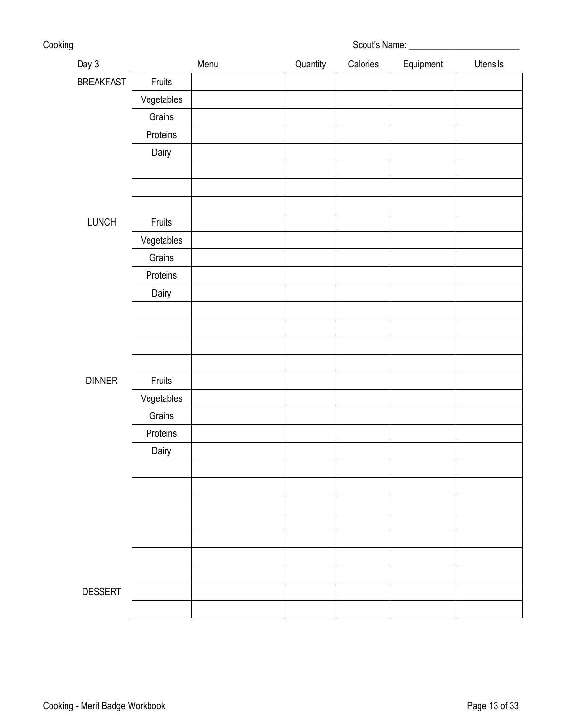Scout's Name: ________________________

| Day 3 | | Menu | Quantity | Calories | Equipment | Utensils |
|---|---|---|---|---|---|---|
| BREAKFAST | Fruits | | | | | |
| | Vegetables | | | | | |
| | Grains | | | | | |
| | Proteins | | | | | |
| | Dairy | | | | | |
| | | | | | | |
| | | | | | | |
| | | | | | | |
| LUNCH | Fruits | | | | | |
| | Vegetables | | | | | |
| | Grains | | | | | |
| | Proteins | | | | | |
| | Dairy | | | | | |
| | | | | | | |
| | | | | | | |
| | | | | | | |
| | | | | | | |
| DINNER | Fruits | | | | | |
| | Vegetables | | | | | |
| | Grains | | | | | |
| | Proteins | | | | | |
| | Dairy | | | | | |
| | | | | | | |
| | | | | | | |
| | | | | | | |
| | | | | | | |
| | | | | | | |
| | | | | | | |
| | | | | | | |
| DESSERT | | | | | | |
| | | | | | | |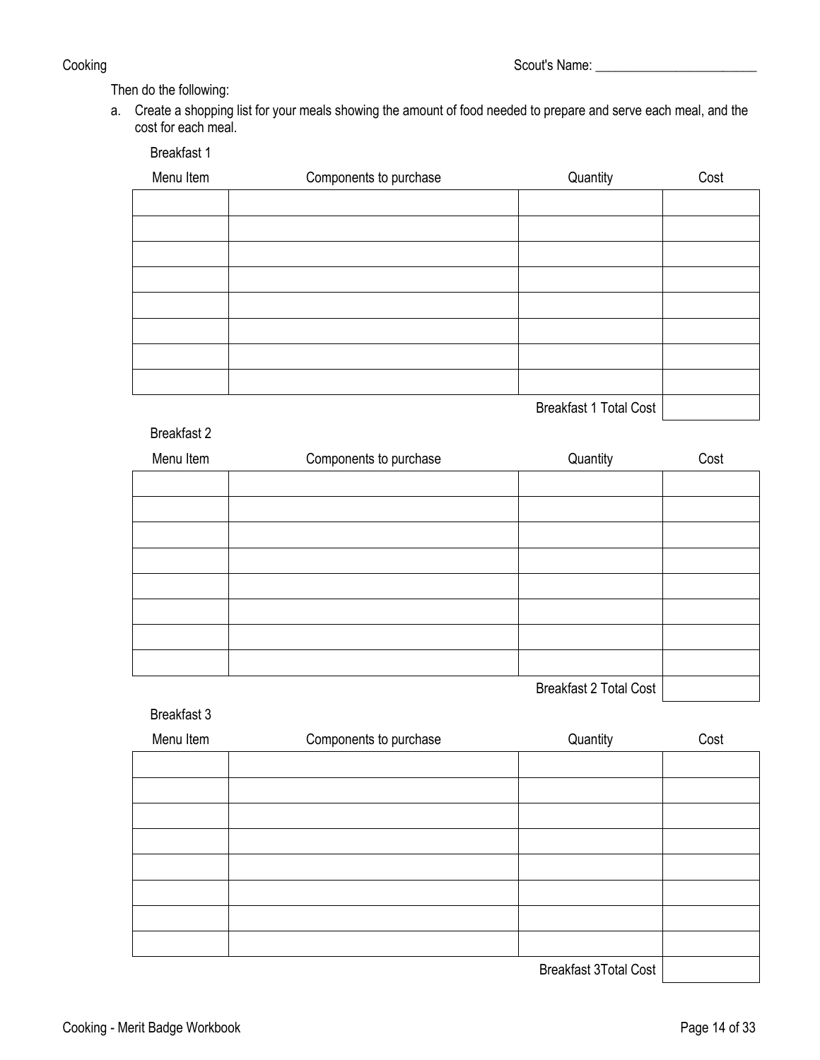Scout's Name: ________________________

Then do the following:

a. Create a shopping list for your meals showing the amount of food needed to prepare and serve each meal, and the cost for each meal.

Breakfast 1

| Menu Item | Components to purchase | Quantity | Cost |
|---|---|---|---|
| | | | |
| | | | |
| | | | |
| | | | |
| | | | |
| | | | |
| | | | |
| | | | |
| | | Breakfast 1 Total Cost | |

Breakfast 2

| Menu Item | Components to purchase | Quantity | Cost |
|---|---|---|---|
| | | | |
| | | | |
| | | | |
| | | | |
| | | | |
| | | | |
| | | | |
| | | | |
| | | Breakfast 2 Total Cost | |

Breakfast 3

| Menu Item | Components to purchase | Quantity | Cost |
|---|---|---|---|
| | | | |
| | | | |
| | | | |
| | | | |
| | | | |
| | | | |
| | | | |
| | | | |
| | | Breakfast 3Total Cost | |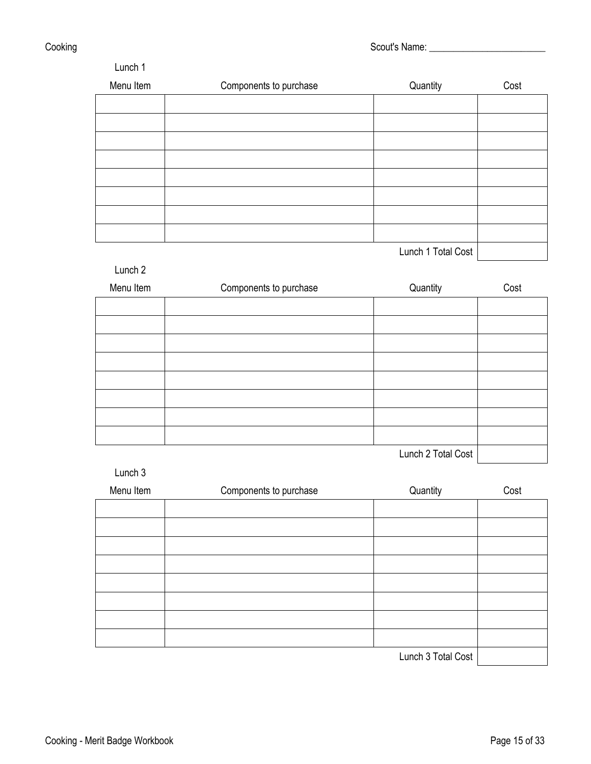Scout's Name: ________________________

Lunch 1

| Menu Item | Components to purchase | Quantity | Cost |
|---|---|---|---|
| | | | |
| | | | |
| | | | |
| | | | |
| | | | |
| | | | |
| | | | |
| | | | |
| | | Lunch 1 Total Cost | |

Lunch 2

| Menu Item | Components to purchase | Quantity | Cost |
|---|---|---|---|
| | | | |
| | | | |
| | | | |
| | | | |
| | | | |
| | | | |
| | | | |
| | | | |
| | | Lunch 2 Total Cost | |

Lunch 3

| Menu Item | Components to purchase | Quantity | Cost |
|---|---|---|---|
| | | | |
| | | | |
| | | | |
| | | | |
| | | | |
| | | | |
| | | | |
| | | | |
| | | Lunch 3 Total Cost | |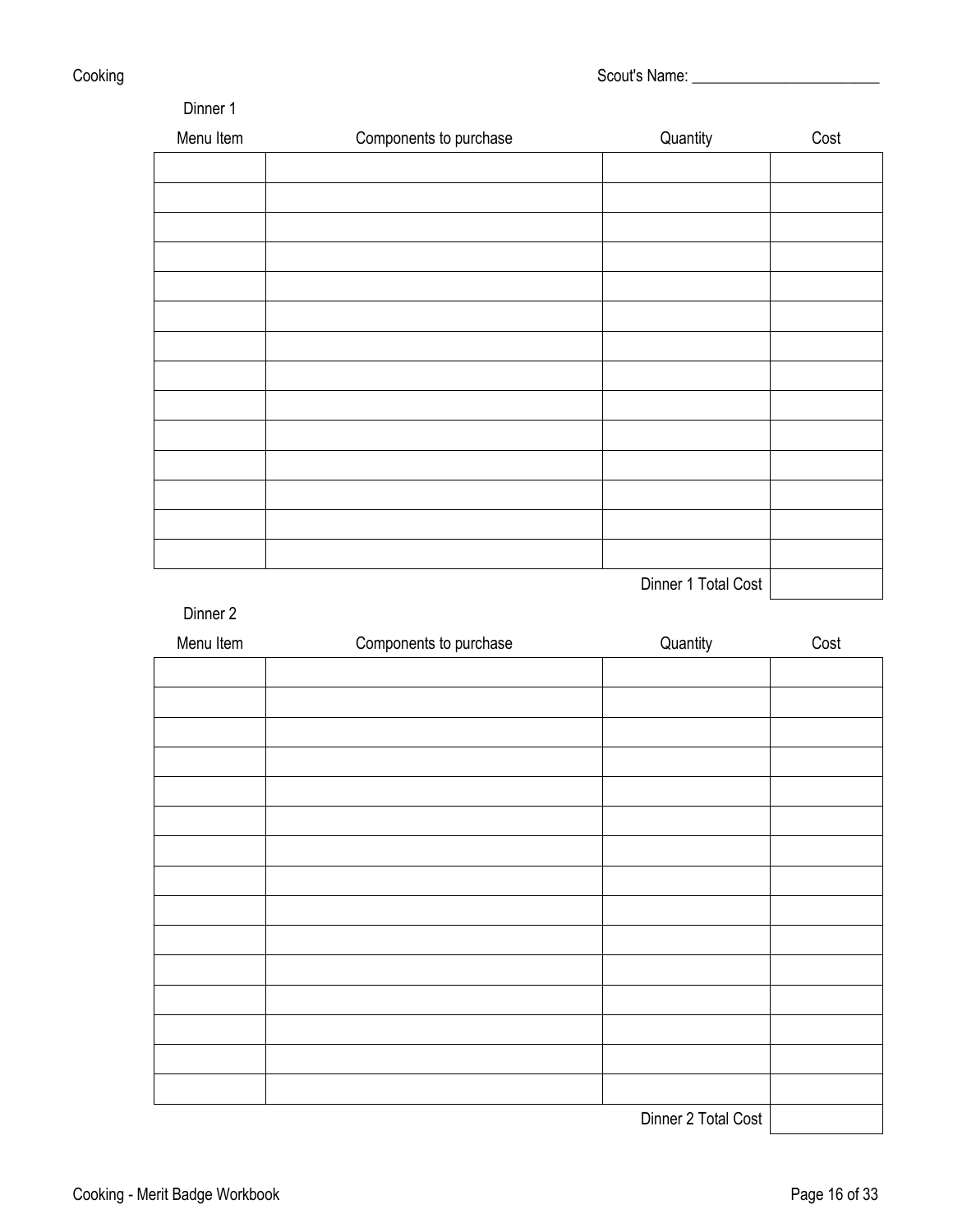Scout's Name: ________________________

Dinner 1

| Menu Item | Components to purchase | Quantity | Cost |
| --- | --- | --- | --- |
| | | | |
| | | | |
| | | | |
| | | | |
| | | | |
| | | | |
| | | | |
| | | | |
| | | | |
| | | | |
| | | | |
| | | | |
| | | | |
| | | | |
| | | Dinner 1 Total Cost | |

Dinner 2

| Menu Item | Components to purchase | Quantity | Cost |
| --- | --- | --- | --- |
| | | | |
| | | | |
| | | | |
| | | | |
| | | | |
| | | | |
| | | | |
| | | | |
| | | | |
| | | | |
| | | | |
| | | | |
| | | | |
| | | | |
| | | | |
| | | Dinner 2 Total Cost | |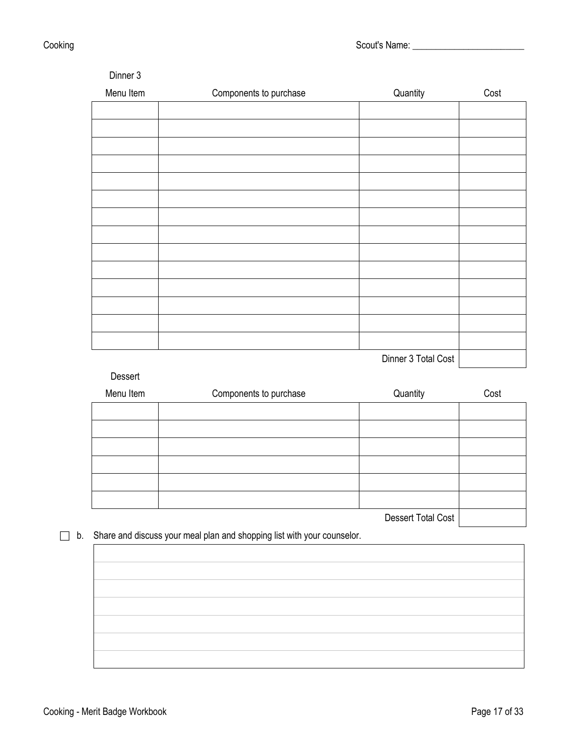Dinner 3

| Menu Item | Components to purchase | Quantity | Cost |
|---|---|---|---|
| | | | |
| | | | |
| | | | |
| | | | |
| | | | |
| | | | |
| | | | |
| | | | |
| | | | |
| | | | |
| | | | |
| | | | |
| | | | |
| | | | |
| | | Dinner 3 Total Cost | |

Dessert

| Menu Item | Components to purchase | Quantity | Cost |
|---|---|---|---|
| | | | |
| | | | |
| | | | |
| | | | |
| | | | |
| | | | |
| | | Dessert Total Cost | |

☐ b. Share and discuss your meal plan and shopping list with your counselor.

| |
|---|
| |
| |
| |
| |
| |
| |
| |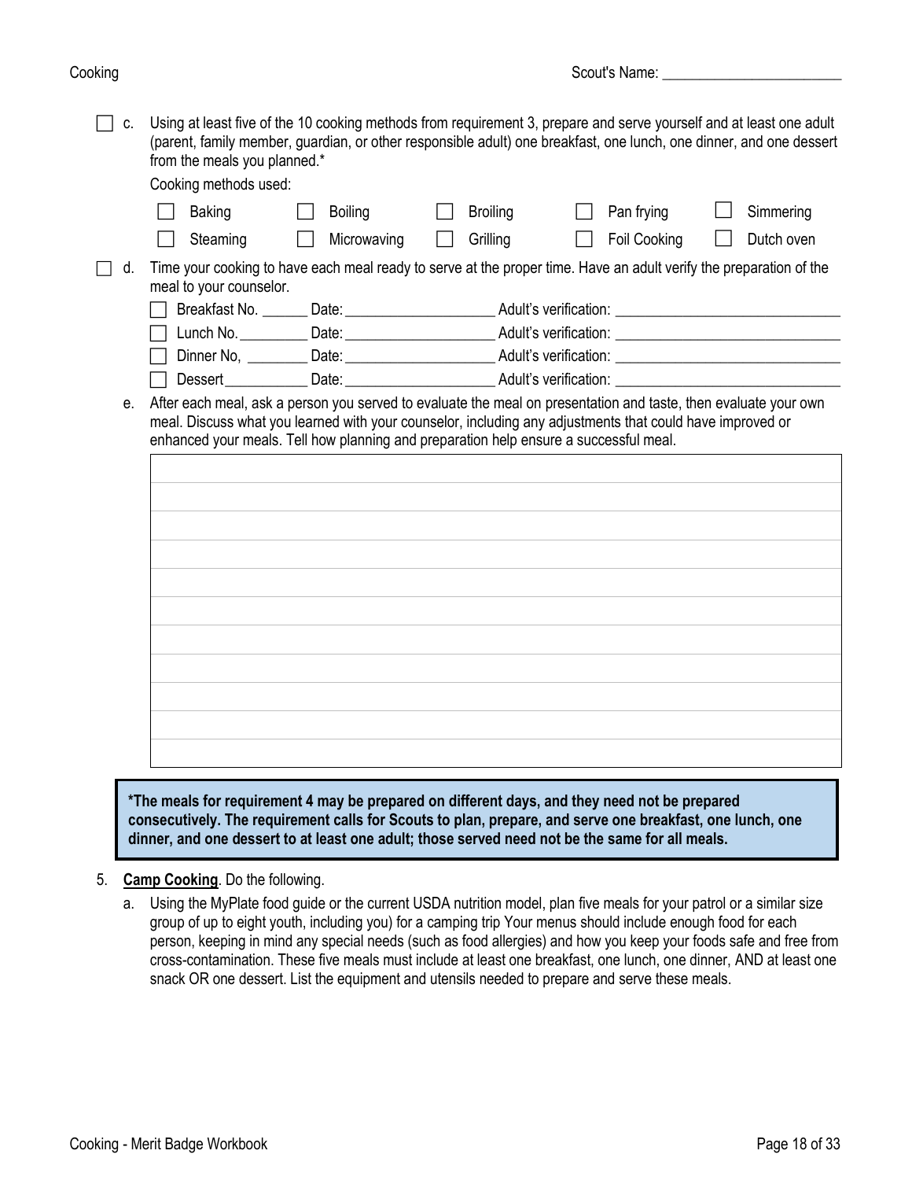Scout's Name: ________________________

- [ ] c. Using at least five of the 10 cooking methods from requirement 3, prepare and serve yourself and at least one adult (parent, family member, guardian, or other responsible adult) one breakfast, one lunch, one dinner, and one dessert from the meals you planned.*

  Cooking methods used:

  | | | | | |
  |---|---|---|---|---|
  | ☐ Baking | ☐ Boiling | ☐ Broiling | ☐ Pan frying | ☐ Simmering |
  | ☐ Steaming | ☐ Microwaving | ☐ Grilling | ☐ Foil Cooking | ☐ Dutch oven |

- [ ] d. Time your cooking to have each meal ready to serve at the proper time. Have an adult verify the preparation of the meal to your counselor.

  - [ ] Breakfast No. ______ Date: ___________________ Adult's verification: ____________________________
  - [ ] Lunch No. _________ Date: ___________________ Adult's verification: ____________________________
  - [ ] Dinner No, ________ Date: ___________________ Adult's verification: ____________________________
  - [ ] Dessert___________ Date: ___________________ Adult's verification: ____________________________

e. After each meal, ask a person you served to evaluate the meal on presentation and taste, then evaluate your own meal. Discuss what you learned with your counselor, including any adjustments that could have improved or enhanced your meals. Tell how planning and preparation help ensure a successful meal.

| |
|---|
| |
| |
| |
| |
| |
| |
| |
| |
| |
| |

**\*The meals for requirement 4 may be prepared on different days, and they need not be prepared consecutively. The requirement calls for Scouts to plan, prepare, and serve one breakfast, one lunch, one dinner, and one dessert to at least one adult; those served need not be the same for all meals.**

5. **Camp Cooking**. Do the following.

   a. Using the MyPlate food guide or the current USDA nutrition model, plan five meals for your patrol or a similar size group of up to eight youth, including you) for a camping trip Your menus should include enough food for each person, keeping in mind any special needs (such as food allergies) and how you keep your foods safe and free from cross-contamination. These five meals must include at least one breakfast, one lunch, one dinner, AND at least one snack OR one dessert. List the equipment and utensils needed to prepare and serve these meals.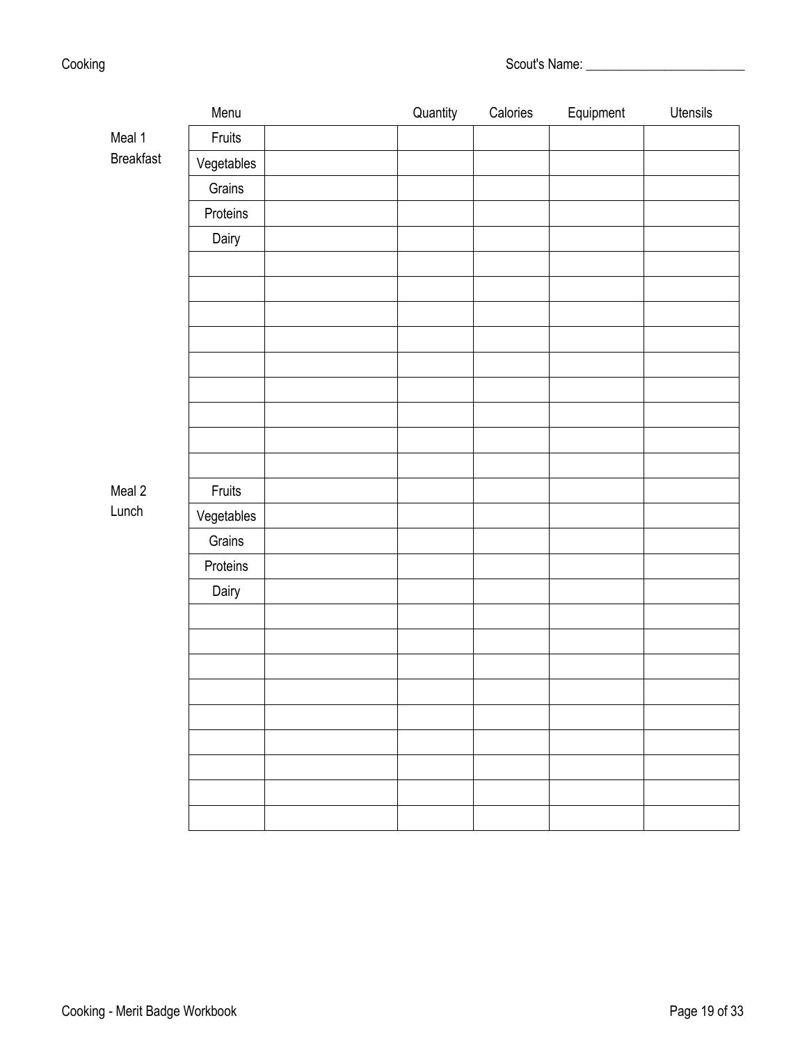Scout's Name: ________________________

| | Menu | | Quantity | Calories | Equipment | Utensils |
|---|---|---|---|---|---|---|
| Meal 1 Breakfast | Fruits | | | | | |
| | Vegetables | | | | | |
| | Grains | | | | | |
| | Proteins | | | | | |
| | Dairy | | | | | |
| | | | | | | |
| | | | | | | |
| | | | | | | |
| | | | | | | |
| | | | | | | |
| | | | | | | |
| | | | | | | |
| | | | | | | |
| | | | | | | |
| Meal 2 Lunch | Fruits | | | | | |
| | Vegetables | | | | | |
| | Grains | | | | | |
| | Proteins | | | | | |
| | Dairy | | | | | |
| | | | | | | |
| | | | | | | |
| | | | | | | |
| | | | | | | |
| | | | | | | |
| | | | | | | |
| | | | | | | |
| | | | | | | |
| | | | | | | |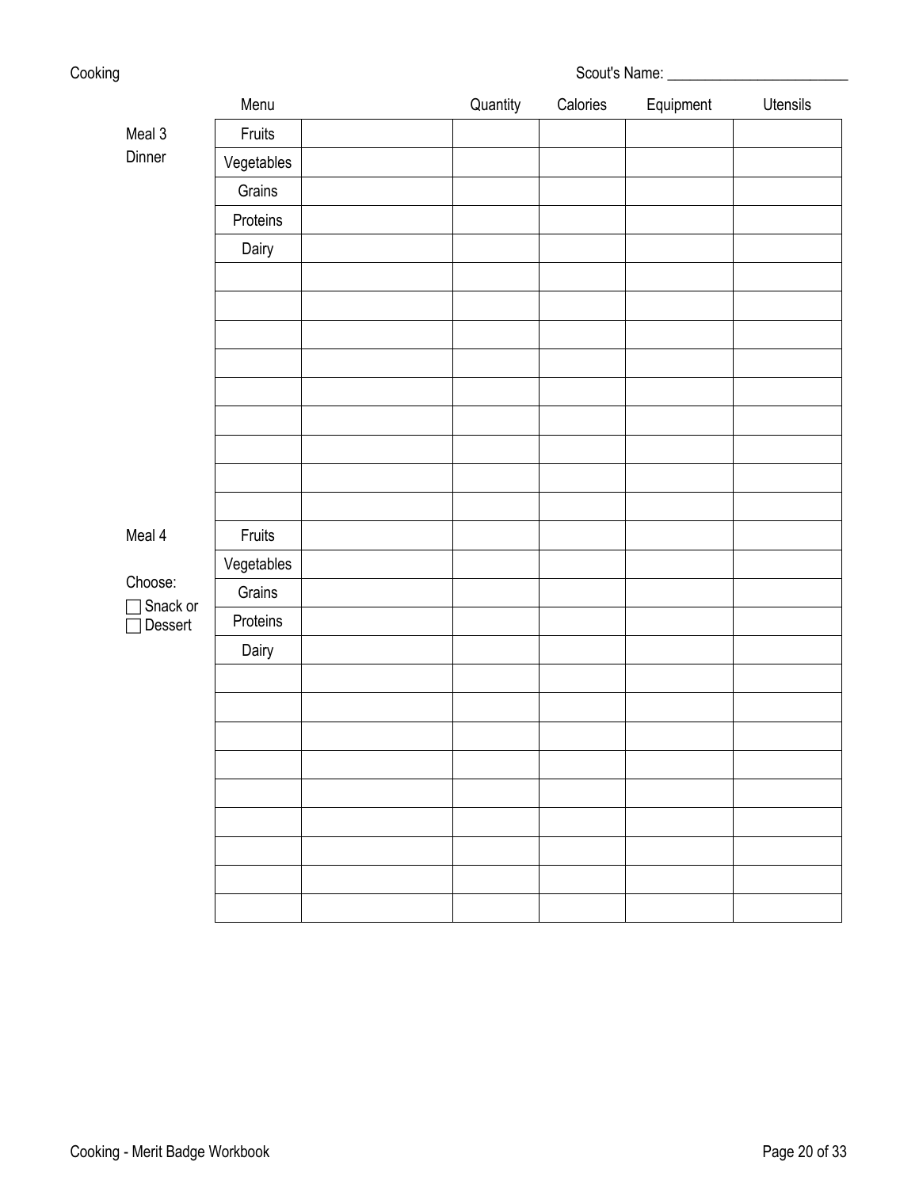Scout's Name: ________________________

| | Menu | | Quantity | Calories | Equipment | Utensils |
|---|---|---|---|---|---|---|
| Meal 3 | Fruits | | | | | |
| Dinner | Vegetables | | | | | |
| | Grains | | | | | |
| | Proteins | | | | | |
| | Dairy | | | | | |
| | | | | | | |
| | | | | | | |
| | | | | | | |
| | | | | | | |
| | | | | | | |
| | | | | | | |
| | | | | | | |
| | | | | | | |
| | | | | | | |
| Meal 4 | Fruits | | | | | |
| | Vegetables | | | | | |
| Choose: | Grains | | | | | |
| ☐ Snack or ☐ Dessert | Proteins | | | | | |
| | Dairy | | | | | |
| | | | | | | |
| | | | | | | |
| | | | | | | |
| | | | | | | |
| | | | | | | |
| | | | | | | |
| | | | | | | |
| | | | | | | |
| | | | | | | |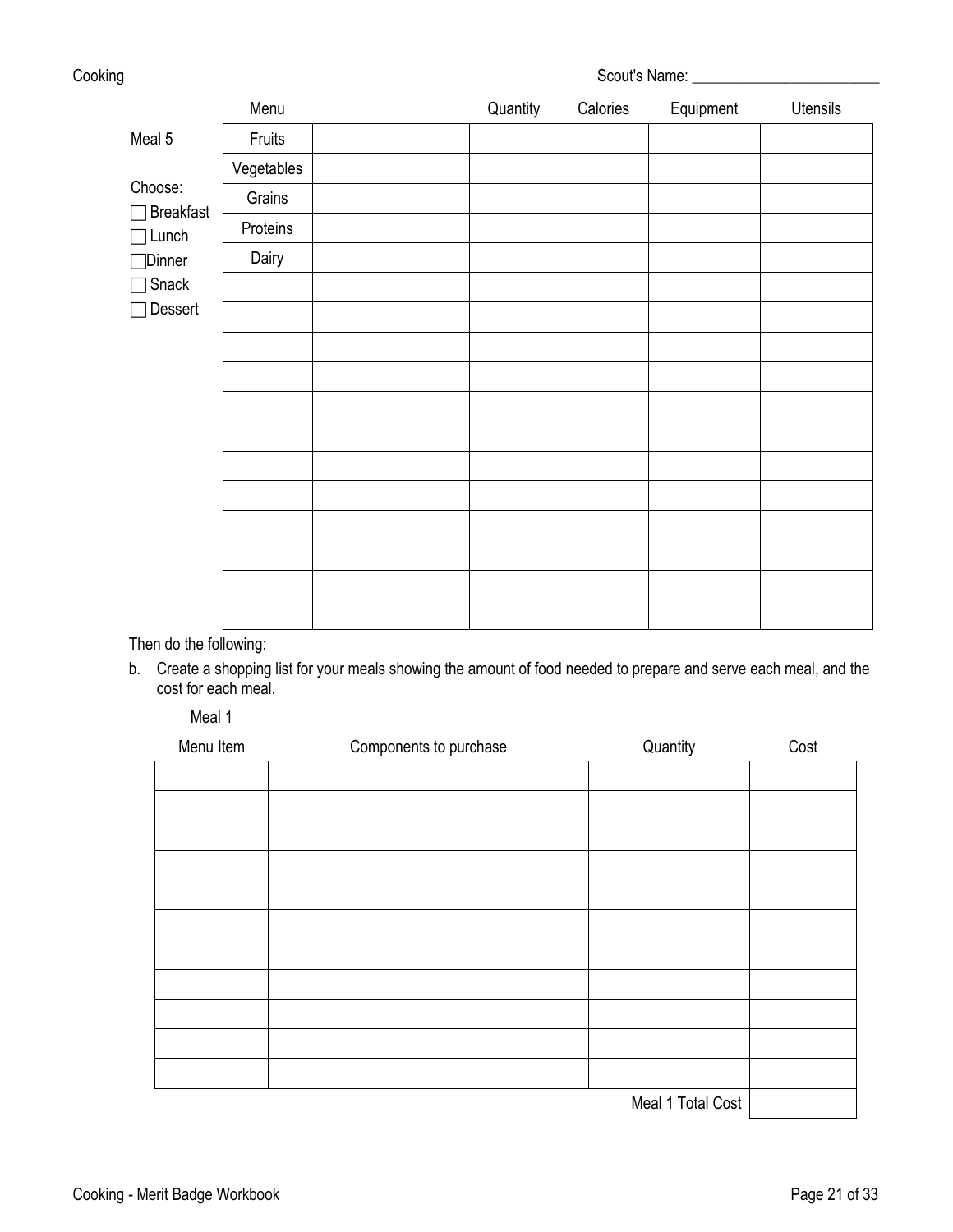Scout's Name: ________________________

| | Menu | | Quantity | Calories | Equipment | Utensils |
|---|---|---|---|---|---|---|
| Meal 5 | Fruits | | | | | |
| | Vegetables | | | | | |
| Choose: | Grains | | | | | |
| ☐ Breakfast | Proteins | | | | | |
| ☐ Lunch | Dairy | | | | | |
| ☐ Dinner | | | | | | |
| ☐ Snack | | | | | | |
| ☐ Dessert | | | | | | |
| | | | | | | |
| | | | | | | |
| | | | | | | |
| | | | | | | |
| | | | | | | |
| | | | | | | |
| | | | | | | |
| | | | | | | |
| | | | | | | |

Then do the following:

b. Create a shopping list for your meals showing the amount of food needed to prepare and serve each meal, and the cost for each meal.

Meal 1

| Menu Item | Components to purchase | Quantity | Cost |
|---|---|---|---|
| | | | |
| | | | |
| | | | |
| | | | |
| | | | |
| | | | |
| | | | |
| | | | |
| | | | |
| | | | |
| | | | |
| | | Meal 1 Total Cost | |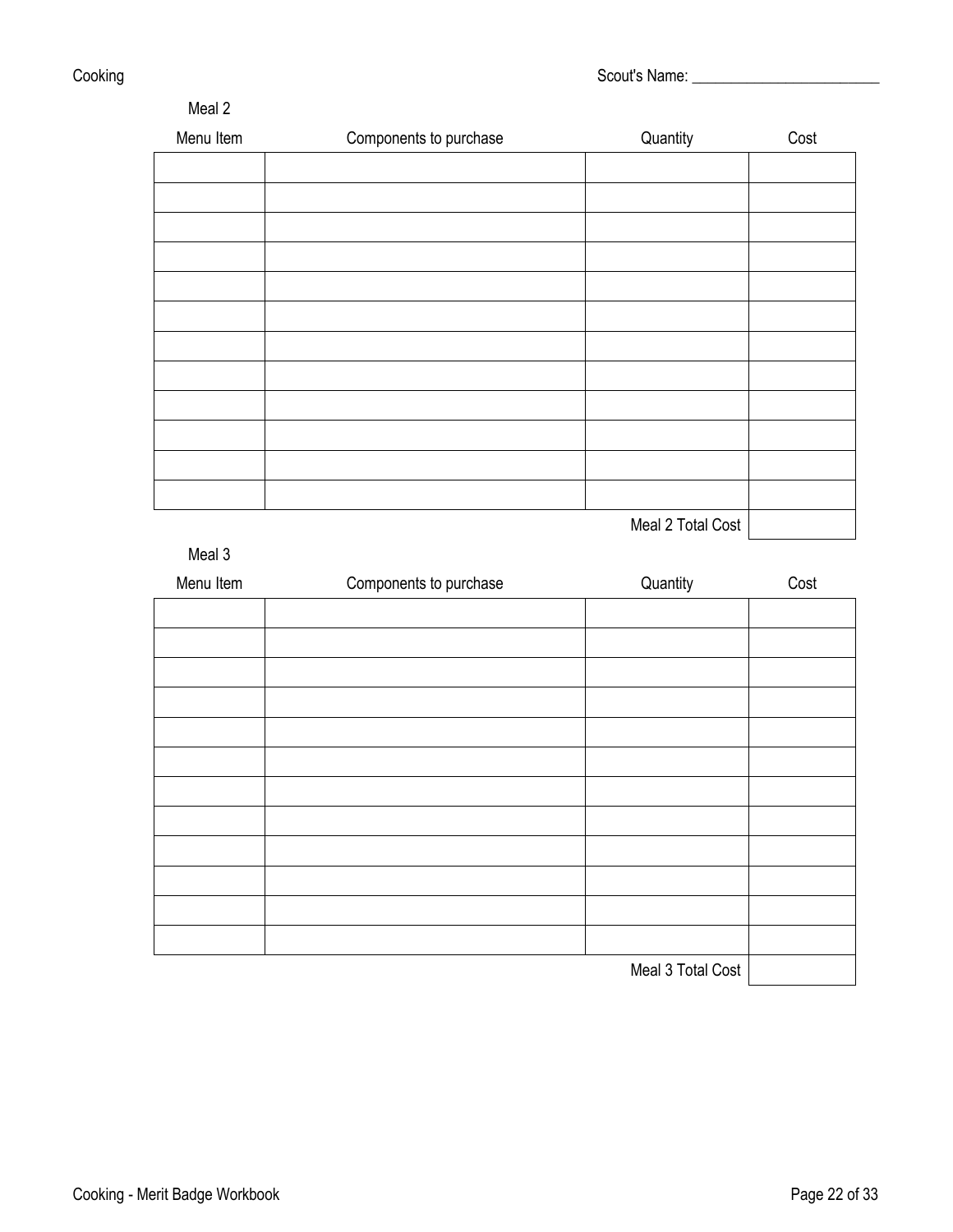Scout's Name: ________________________

Meal 2

| Menu Item | Components to purchase | Quantity | Cost |
| --- | --- | --- | --- |
| | | | |
| | | | |
| | | | |
| | | | |
| | | | |
| | | | |
| | | | |
| | | | |
| | | | |
| | | | |
| | | | |
| | | | |
| | | Meal 2 Total Cost | |

Meal 3

| Menu Item | Components to purchase | Quantity | Cost |
| --- | --- | --- | --- |
| | | | |
| | | | |
| | | | |
| | | | |
| | | | |
| | | | |
| | | | |
| | | | |
| | | | |
| | | | |
| | | | |
| | | | |
| | | Meal 3 Total Cost | |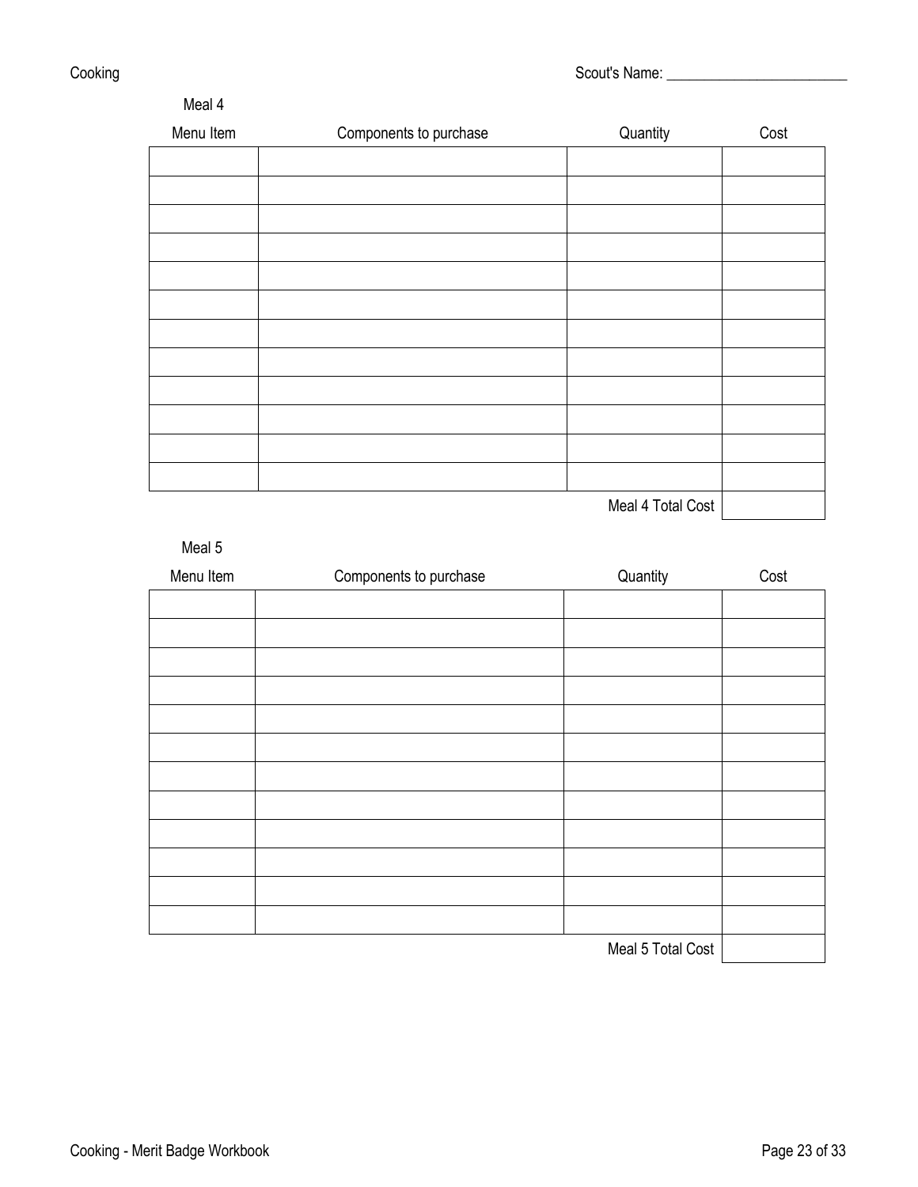Scout's Name: ________________________

Meal 4

| Menu Item | Components to purchase | Quantity | Cost |
|---|---|---|---|
| | | | |
| | | | |
| | | | |
| | | | |
| | | | |
| | | | |
| | | | |
| | | | |
| | | | |
| | | | |
| | | | |
| | | | |
| | | Meal 4 Total Cost | |

Meal 5

| Menu Item | Components to purchase | Quantity | Cost |
|---|---|---|---|
| | | | |
| | | | |
| | | | |
| | | | |
| | | | |
| | | | |
| | | | |
| | | | |
| | | | |
| | | | |
| | | | |
| | | | |
| | | Meal 5 Total Cost | |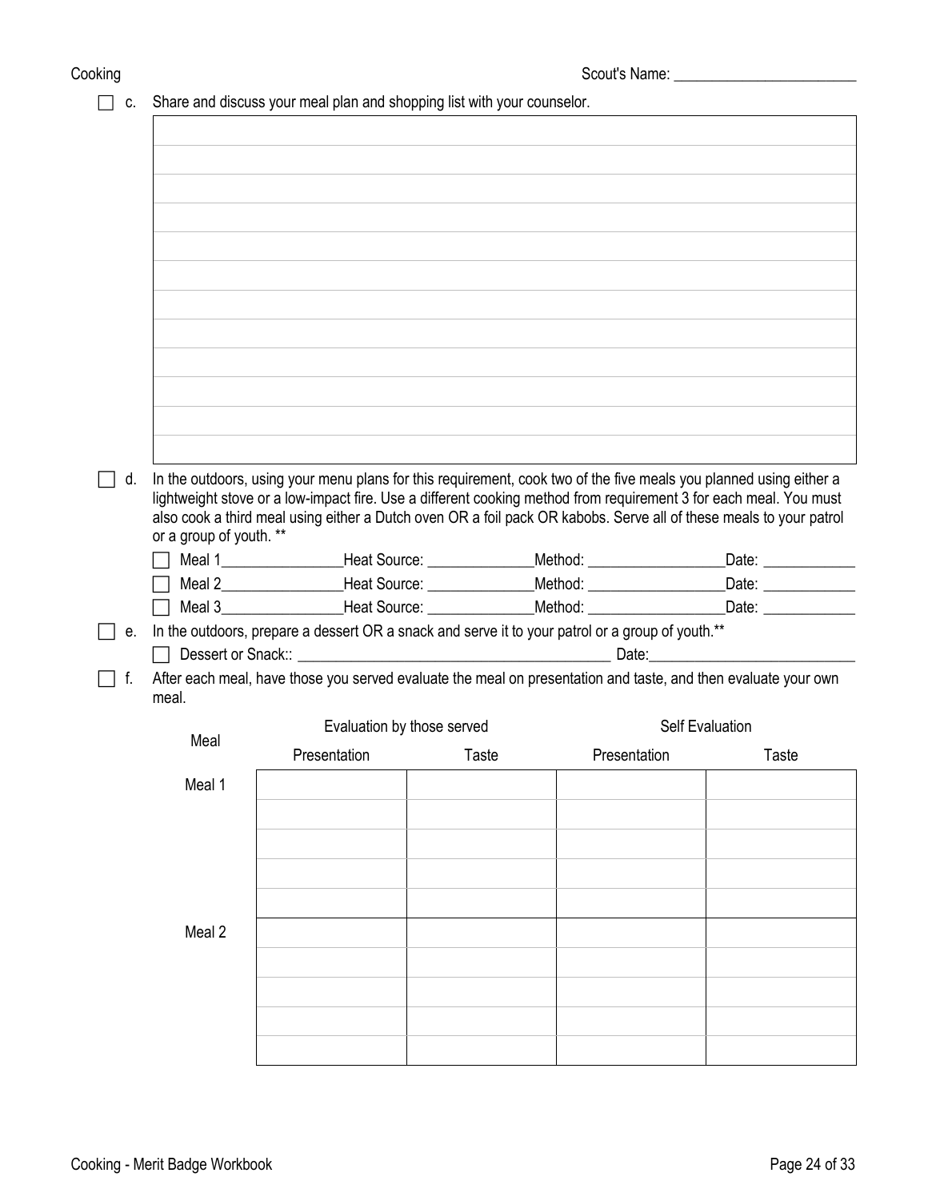☐ c. Share and discuss your meal plan and shopping list with your counselor.

| |
|---|
| |
| |
| |
| |
| |
| |
| |
| |
| |
| |
| |
| |

☐ d. In the outdoors, using your menu plans for this requirement, cook two of the five meals you planned using either a lightweight stove or a low-impact fire. Use a different cooking method from requirement 3 for each meal. You must also cook a third meal using either a Dutch oven OR a foil pack OR kabobs. Serve all of these meals to your patrol or a group of youth. **

☐ Meal 1________________Heat Source: ______________Method: __________________Date: ____________

☐ Meal 2________________Heat Source: ______________Method: __________________Date: ____________

☐ Meal 3________________Heat Source: ______________Method: __________________Date: ____________

☐ e. In the outdoors, prepare a dessert OR a snack and serve it to your patrol or a group of youth.**

☐ Dessert or Snack:: __________________________________________ Date:____________________________

☐ f. After each meal, have those you served evaluate the meal on presentation and taste, and then evaluate your own meal.

| Meal | Evaluation by those served | | Self Evaluation | |
|---|---|---|---|---|
| | Presentation | Taste | Presentation | Taste |
| Meal 1 | | | | |
| | | | | |
| | | | | |
| | | | | |
| | | | | |
| Meal 2 | | | | |
| | | | | |
| | | | | |
| | | | | |
| | | | | |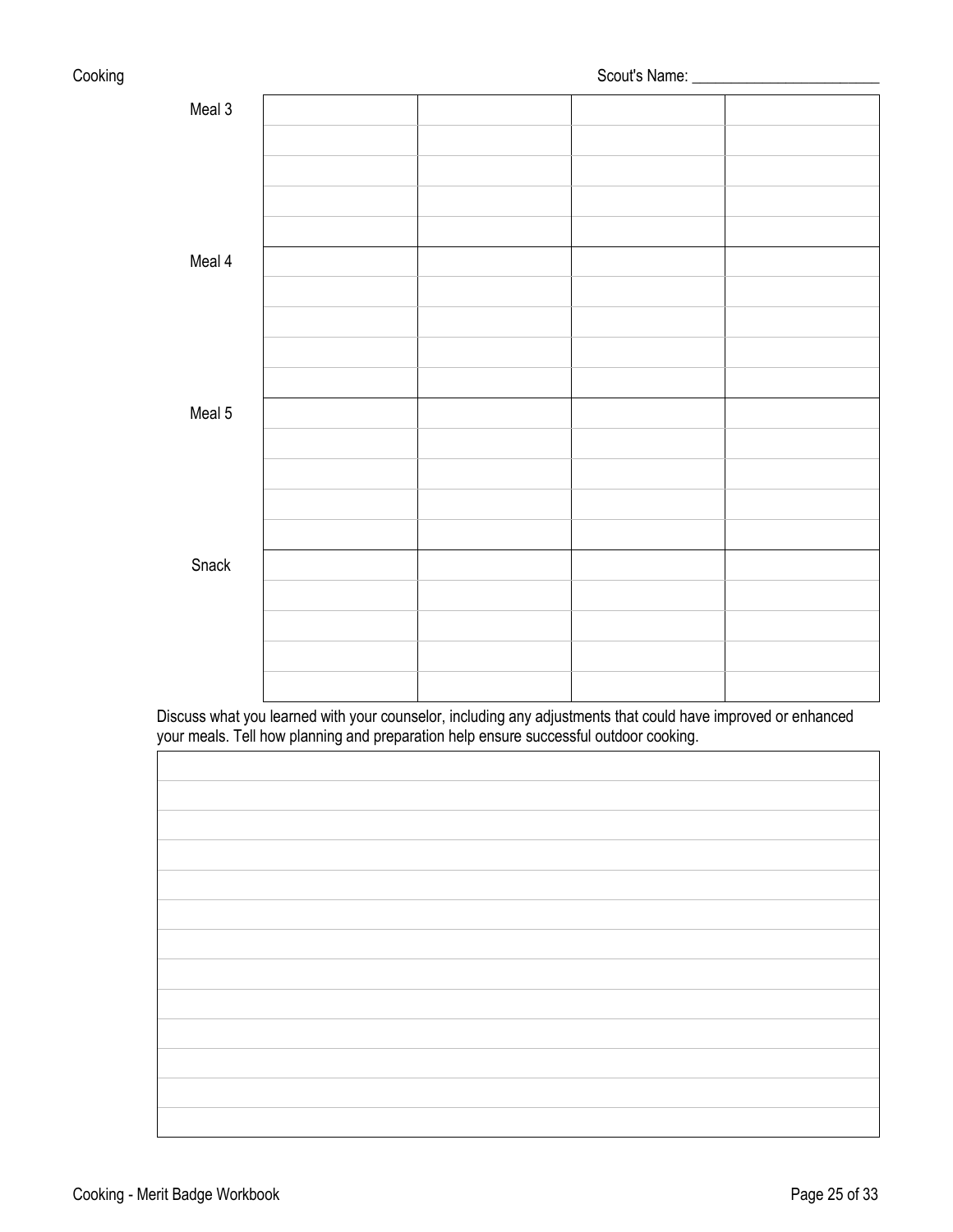Scout's Name: ________________________

| | | | | |
|---|---|---|---|---|
| Meal 3 | | | | |
| | | | | |
| | | | | |
| | | | | |
| | | | | |
| Meal 4 | | | | |
| | | | | |
| | | | | |
| | | | | |
| | | | | |
| Meal 5 | | | | |
| | | | | |
| | | | | |
| | | | | |
| | | | | |
| Snack | | | | |
| | | | | |
| | | | | |
| | | | | |
| | | | | |

Discuss what you learned with your counselor, including any adjustments that could have improved or enhanced your meals. Tell how planning and preparation help ensure successful outdoor cooking.

| |
|---|
| |
| |
| |
| |
| |
| |
| |
| |
| |
| |
| |
| |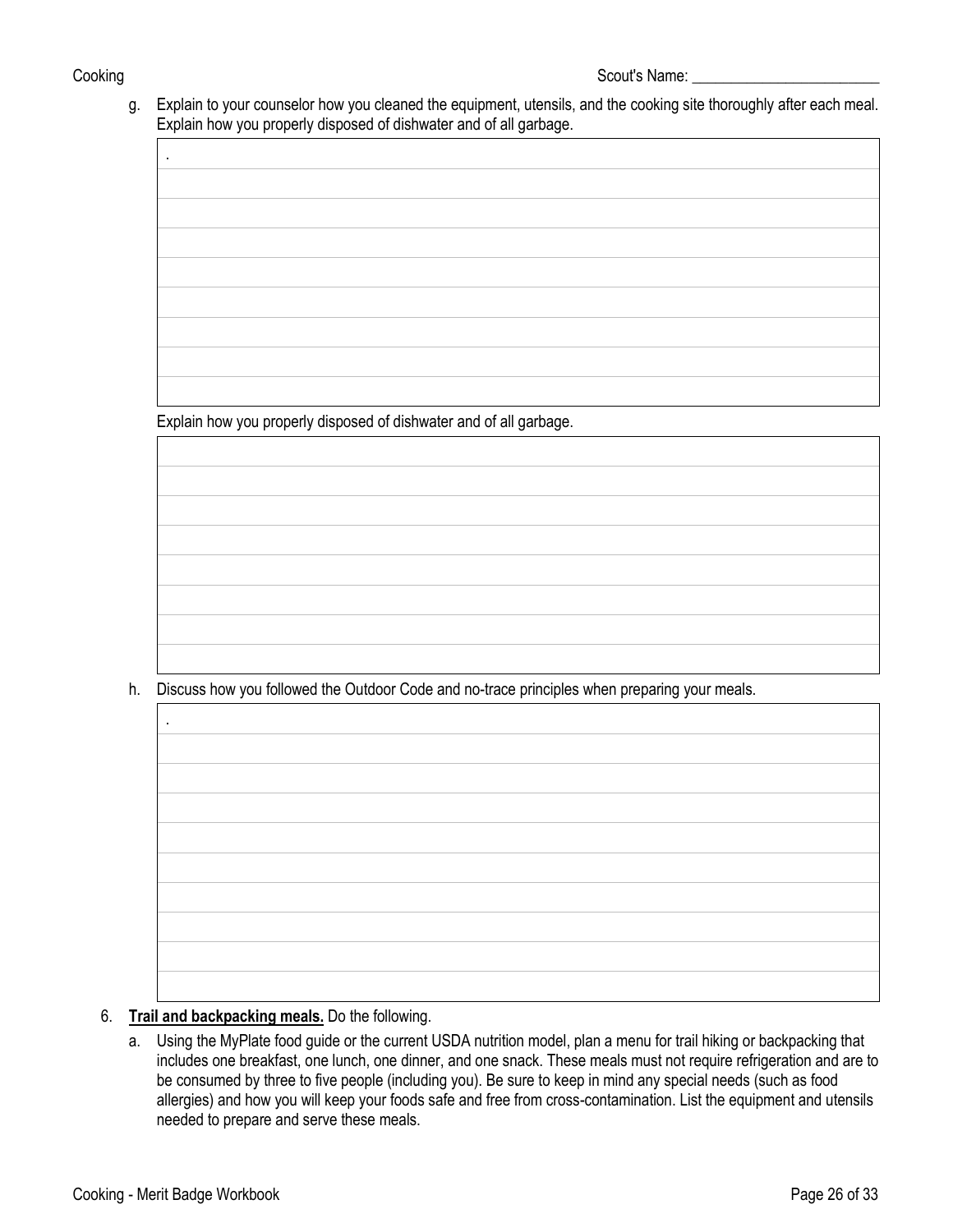Scout's Name: ________________________

g. Explain to your counselor how you cleaned the equipment, utensils, and the cooking site thoroughly after each meal. Explain how you properly disposed of dishwater and of all garbage.

| . |
|---|
| |
| |
| |
| |
| |
| |
| |
| |

Explain how you properly disposed of dishwater and of all garbage.

| |
|---|
| |
| |
| |
| |
| |
| |
| |

h. Discuss how you followed the Outdoor Code and no-trace principles when preparing your meals.

| . |
|---|
| |
| |
| |
| |
| |
| |
| |
| |
| |

6. **Trail and backpacking meals.** Do the following.

   a. Using the MyPlate food guide or the current USDA nutrition model, plan a menu for trail hiking or backpacking that includes one breakfast, one lunch, one dinner, and one snack. These meals must not require refrigeration and are to be consumed by three to five people (including you). Be sure to keep in mind any special needs (such as food allergies) and how you will keep your foods safe and free from cross-contamination. List the equipment and utensils needed to prepare and serve these meals.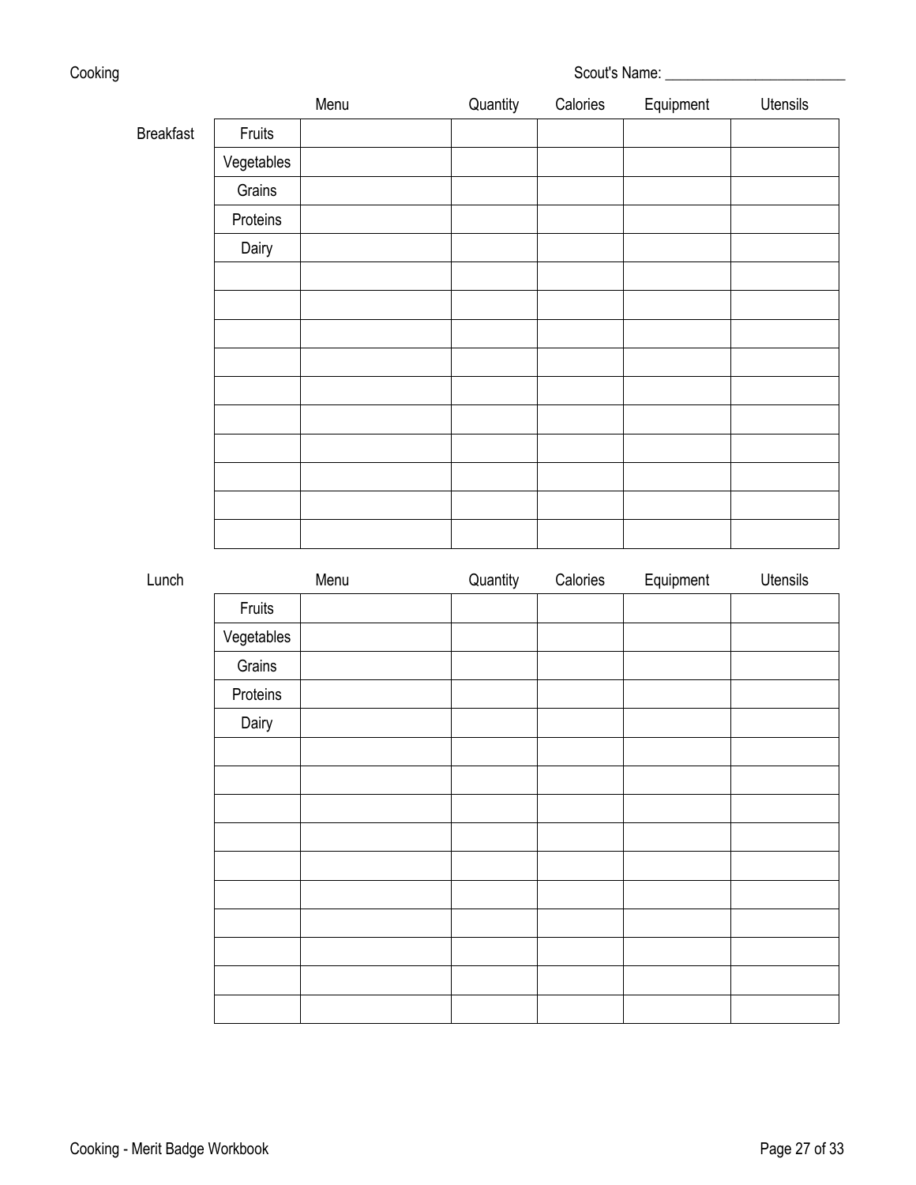Cooking

Scout's Name: ________________________

Breakfast

| | Menu | Quantity | Calories | Equipment | Utensils |
|---|---|---|---|---|---|
| Fruits | | | | | |
| Vegetables | | | | | |
| Grains | | | | | |
| Proteins | | | | | |
| Dairy | | | | | |
| | | | | | |
| | | | | | |
| | | | | | |
| | | | | | |
| | | | | | |
| | | | | | |
| | | | | | |
| | | | | | |
| | | | | | |
| | | | | | |

Lunch

| | Menu | Quantity | Calories | Equipment | Utensils |
|---|---|---|---|---|---|
| Fruits | | | | | |
| Vegetables | | | | | |
| Grains | | | | | |
| Proteins | | | | | |
| Dairy | | | | | |
| | | | | | |
| | | | | | |
| | | | | | |
| | | | | | |
| | | | | | |
| | | | | | |
| | | | | | |
| | | | | | |
| | | | | | |
| | | | | | |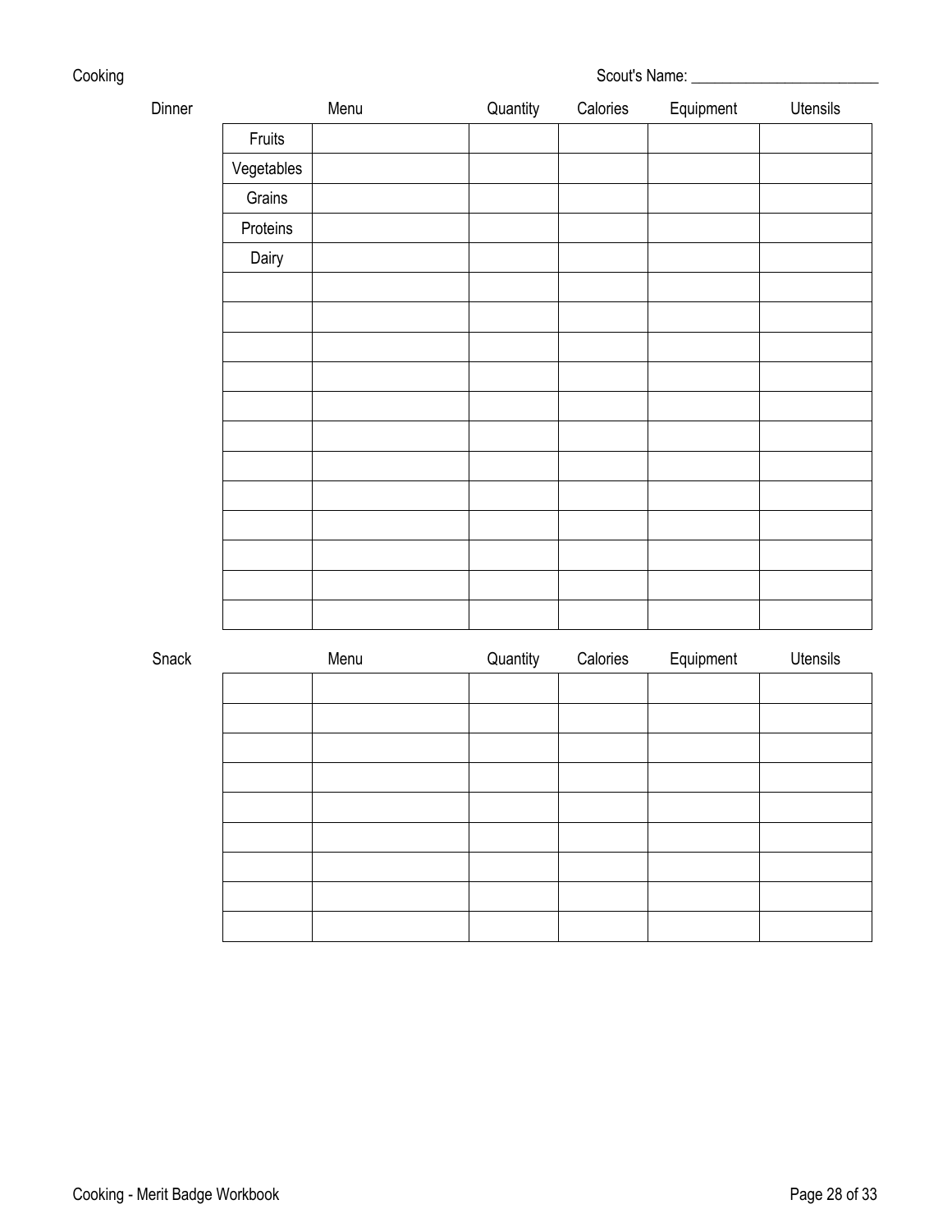Cooking

Scout's Name: ________________________

Dinner

| | Menu | Quantity | Calories | Equipment | Utensils |
|---|---|---|---|---|---|
| Fruits | | | | | |
| Vegetables | | | | | |
| Grains | | | | | |
| Proteins | | | | | |
| Dairy | | | | | |
| | | | | | |
| | | | | | |
| | | | | | |
| | | | | | |
| | | | | | |
| | | | | | |
| | | | | | |
| | | | | | |
| | | | | | |
| | | | | | |
| | | | | | |
| | | | | | |

Snack

| | Menu | Quantity | Calories | Equipment | Utensils |
|---|---|---|---|---|---|
| | | | | | |
| | | | | | |
| | | | | | |
| | | | | | |
| | | | | | |
| | | | | | |
| | | | | | |
| | | | | | |
| | | | | | |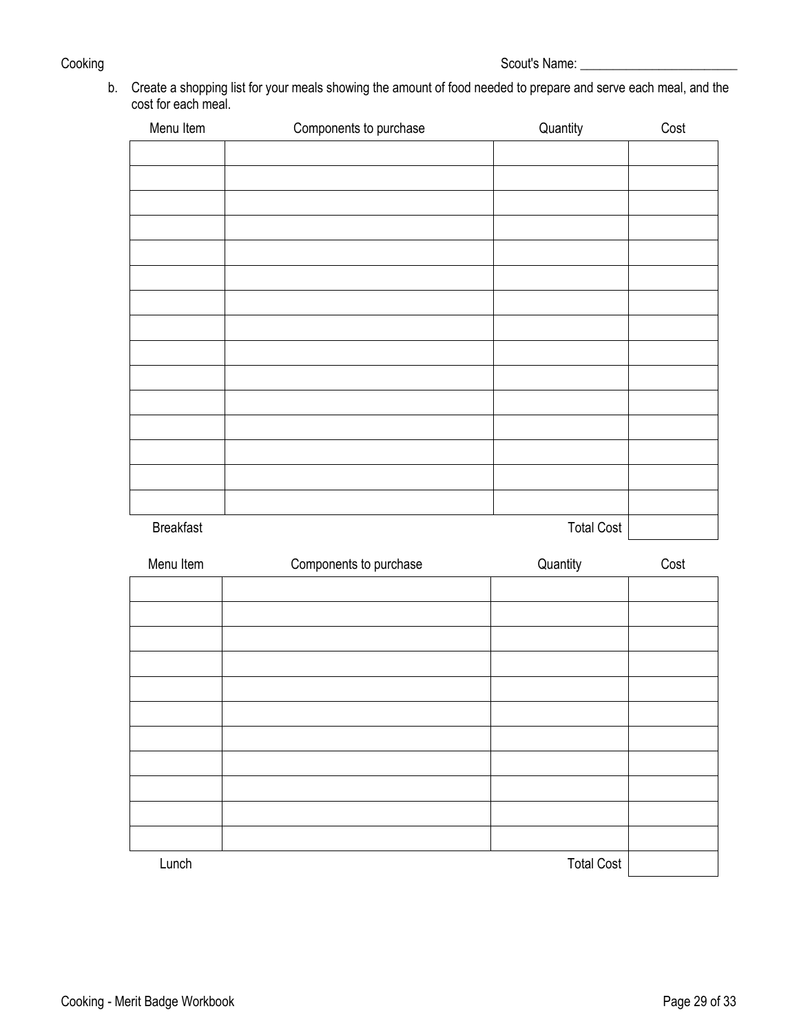Scout's Name: ________________________

b. Create a shopping list for your meals showing the amount of food needed to prepare and serve each meal, and the cost for each meal.

| Menu Item | Components to purchase | Quantity | Cost |
|---|---|---|---|
| | | | |
| | | | |
| | | | |
| | | | |
| | | | |
| | | | |
| | | | |
| | | | |
| | | | |
| | | | |
| | | | |
| | | | |
| | | | |
| | | | |
| | | | |
| Breakfast | | Total Cost | |

| Menu Item | Components to purchase | Quantity | Cost |
|---|---|---|---|
| | | | |
| | | | |
| | | | |
| | | | |
| | | | |
| | | | |
| | | | |
| | | | |
| | | | |
| | | | |
| | | | |
| Lunch | | Total Cost | |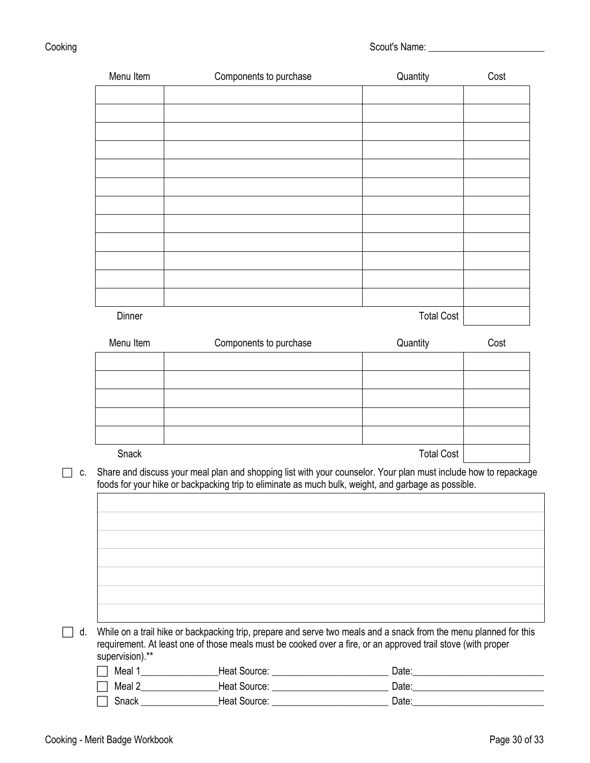Scout's Name: ________________________

| Menu Item | Components to purchase | Quantity | Cost |
|---|---|---|---|
| | | | |
| | | | |
| | | | |
| | | | |
| | | | |
| | | | |
| | | | |
| | | | |
| | | | |
| | | | |
| | | | |
| | | | |
| | | Total Cost | |

Dinner

| Menu Item | Components to purchase | Quantity | Cost |
|---|---|---|---|
| | | | |
| | | | |
| | | | |
| | | | |
| | | | |
| | | Total Cost | |

Snack

☐ c. Share and discuss your meal plan and shopping list with your counselor. Your plan must include how to repackage foods for your hike or backpacking trip to eliminate as much bulk, weight, and garbage as possible.

| |
|---|
| |
| |
| |
| |
| |
| |
| |

☐ d. While on a trail hike or backpacking trip, prepare and serve two meals and a snack from the menu planned for this requirement. At least one of those meals must be cooked over a fire, or an approved trail stove (with proper supervision).**

- ☐ Meal 1________________Heat Source: ________________________ Date:___________________________
- ☐ Meal 2________________Heat Source: ________________________ Date:___________________________
- ☐ Snack ________________Heat Source: ________________________ Date:___________________________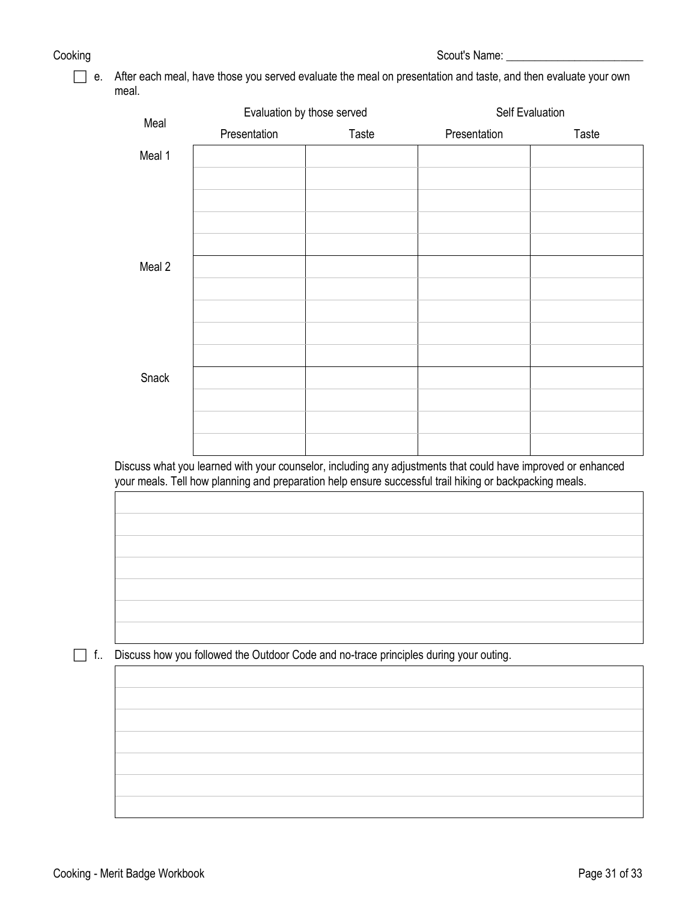- [ ] e. After each meal, have those you served evaluate the meal on presentation and taste, and then evaluate your own meal.

| Meal | Evaluation by those served | | Self Evaluation | |
|---|---|---|---|---|
| | Presentation | Taste | Presentation | Taste |
| Meal 1 | | | | |
| | | | | |
| | | | | |
| | | | | |
| | | | | |
| Meal 2 | | | | |
| | | | | |
| | | | | |
| | | | | |
| | | | | |
| Snack | | | | |
| | | | | |
| | | | | |
| | | | | |

Discuss what you learned with your counselor, including any adjustments that could have improved or enhanced your meals. Tell how planning and preparation help ensure successful trail hiking or backpacking meals.

- [ ] f.. Discuss how you followed the Outdoor Code and no-trace principles during your outing.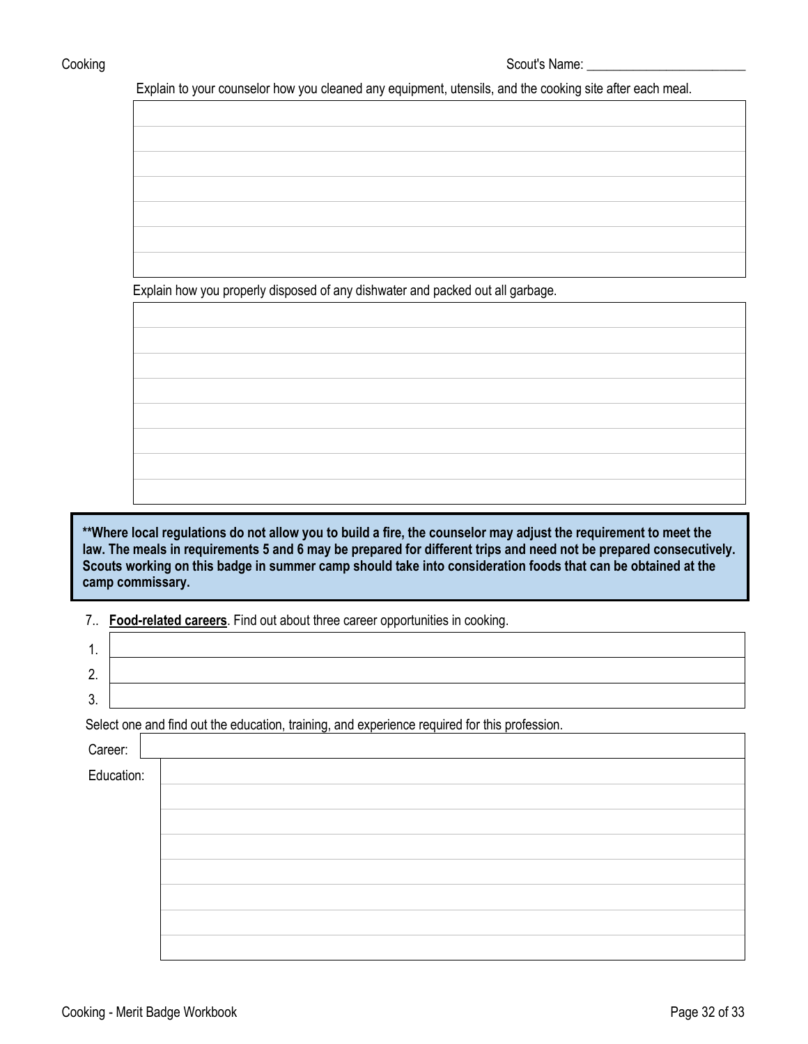Scout's Name: ________________________

Explain to your counselor how you cleaned any equipment, utensils, and the cooking site after each meal.

|  |
|---|
|  |
|  |
|  |
|  |
|  |
|  |
|  |

Explain how you properly disposed of any dishwater and packed out all garbage.

|  |
|---|
|  |
|  |
|  |
|  |
|  |
|  |
|  |
|  |

> **\*\*Where local regulations do not allow you to build a fire, the counselor may adjust the requirement to meet the law. The meals in requirements 5 and 6 may be prepared for different trips and need not be prepared consecutively. Scouts working on this badge in summer camp should take into consideration foods that can be obtained at the camp commissary.**

7.. **Food-related careers**. Find out about three career opportunities in cooking.

| # |  |
|---|---|
| 1. |  |
| 2. |  |
| 3. |  |

Select one and find out the education, training, and experience required for this profession.

| Career: |  |
|---|---|
| Education: |  |
|  |  |
|  |  |
|  |  |
|  |  |
|  |  |
|  |  |
|  |  |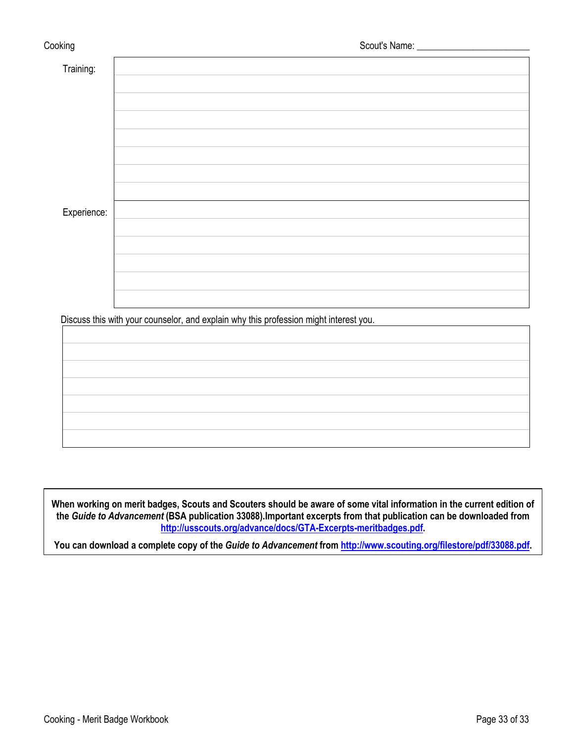Scout's Name: ________________________

Training:

| |
|---|
| |
| |
| |
| |
| |
| |
| |
| |

Experience:

| |
|---|
| |
| |
| |
| |
| |
| |

Discuss this with your counselor, and explain why this profession might interest you.

| |
|---|
| |
| |
| |
| |
| |
| |
| |

**When working on merit badges, Scouts and Scouters should be aware of some vital information in the current edition of the *Guide to Advancement* (BSA publication 33088).Important excerpts from that publication can be downloaded from [http://usscouts.org/advance/docs/GTA-Excerpts-meritbadges.pdf](http://usscouts.org/advance/docs/GTA-Excerpts-meritbadges.pdf).**

**You can download a complete copy of the *Guide to Advancement* from [http://www.scouting.org/filestore/pdf/33088.pdf](http://www.scouting.org/filestore/pdf/33088.pdf).**